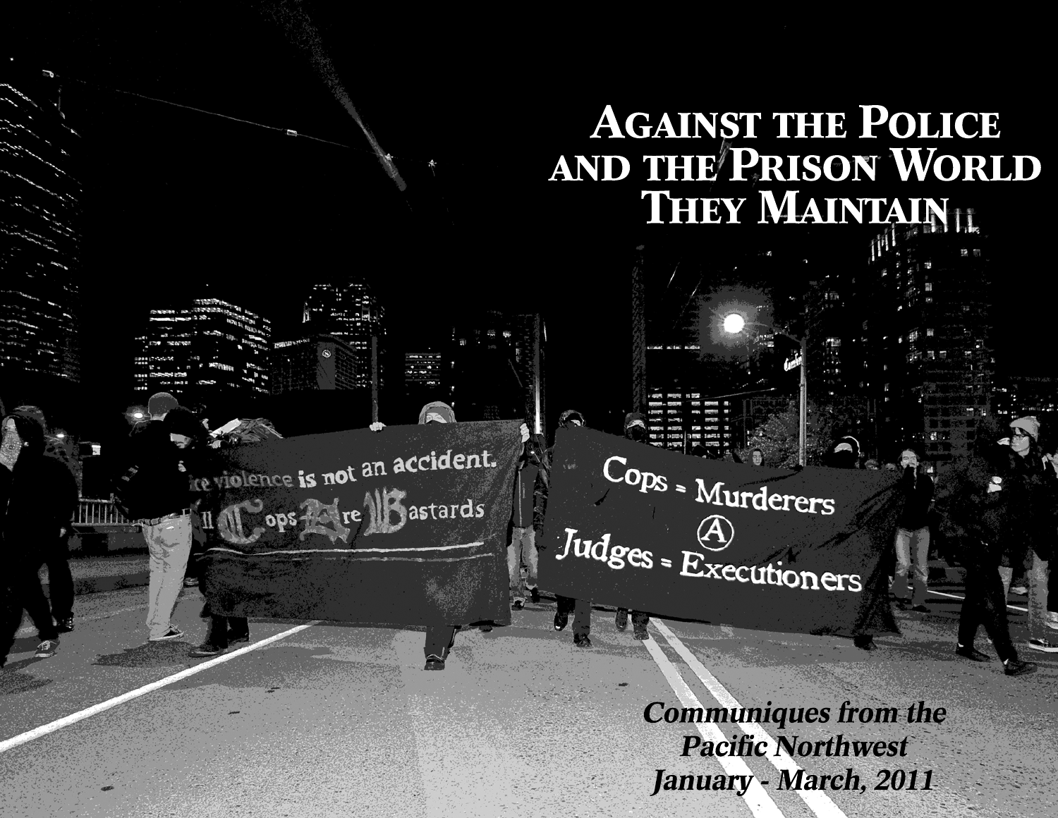# Against the Police and the Prison World They Maintain

***Communiques from the Pacific Northwest***
***January - March, 2011***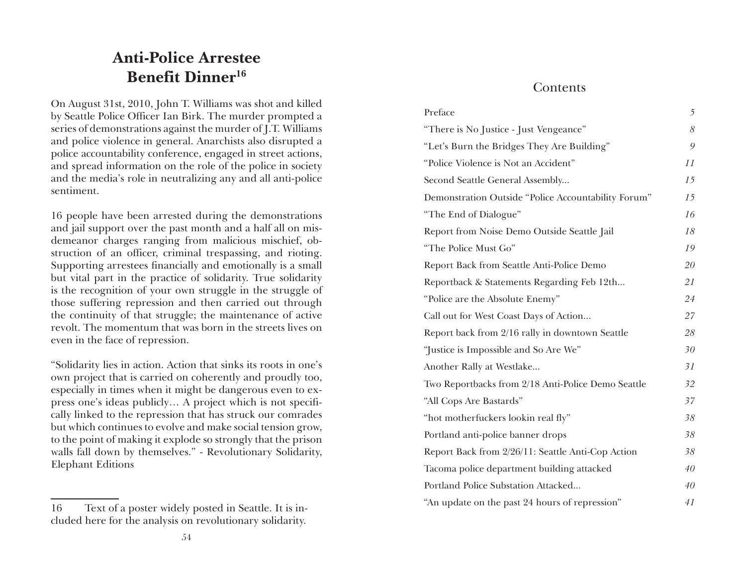# Anti-Police Arrestee Benefit Dinner[16]

On August 31st, 2010, John T. Williams was shot and killed by Seattle Police Officer Ian Birk. The murder prompted a series of demonstrations against the murder of J.T. Williams and police violence in general. Anarchists also disrupted a police accountability conference, engaged in street actions, and spread information on the role of the police in society and the media's role in neutralizing any and all anti-police sentiment.

16 people have been arrested during the demonstrations and jail support over the past month and a half all on misdemeanor charges ranging from malicious mischief, obstruction of an officer, criminal trespassing, and rioting. Supporting arrestees financially and emotionally is a small but vital part in the practice of solidarity. True solidarity is the recognition of your own struggle in the struggle of those suffering repression and then carried out through the continuity of that struggle; the maintenance of active revolt. The momentum that was born in the streets lives on even in the face of repression.

"Solidarity lies in action. Action that sinks its roots in one's own project that is carried on coherently and proudly too, especially in times when it might be dangerous even to express one's ideas publicly… A project which is not specifically linked to the repression that has struck our comrades but which continues to evolve and make social tension grow, to the point of making it explode so strongly that the prison walls fall down by themselves." - Revolutionary Solidarity, Elephant Editions

16 Text of a poster widely posted in Seattle. It is included here for the analysis on revolutionary solidarity.

## Contents

| | |
|---|---|
| Preface | *5* |
| "There is No Justice - Just Vengeance" | *8* |
| "Let's Burn the Bridges They Are Building" | *9* |
| "Police Violence is Not an Accident" | *11* |
| Second Seattle General Assembly... | *15* |
| Demonstration Outside "Police Accountability Forum" | *15* |
| "The End of Dialogue" | *16* |
| Report from Noise Demo Outside Seattle Jail | *18* |
| "The Police Must Go" | *19* |
| Report Back from Seattle Anti-Police Demo | *20* |
| Reportback & Statements Regarding Feb 12th... | *21* |
| "Police are the Absolute Enemy" | *24* |
| Call out for West Coast Days of Action... | *27* |
| Report back from 2/16 rally in downtown Seattle | *28* |
| "Justice is Impossible and So Are We" | *30* |
| Another Rally at Westlake... | *31* |
| Two Reportbacks from 2/18 Anti-Police Demo Seattle | *32* |
| "All Cops Are Bastards" | *37* |
| "hot motherfuckers lookin real fly" | *38* |
| Portland anti-police banner drops | *38* |
| Report Back from 2/26/11: Seattle Anti-Cop Action | *38* |
| Tacoma police department building attacked | *40* |
| Portland Police Substation Attacked... | *40* |
| "An update on the past 24 hours of repression" | *41* |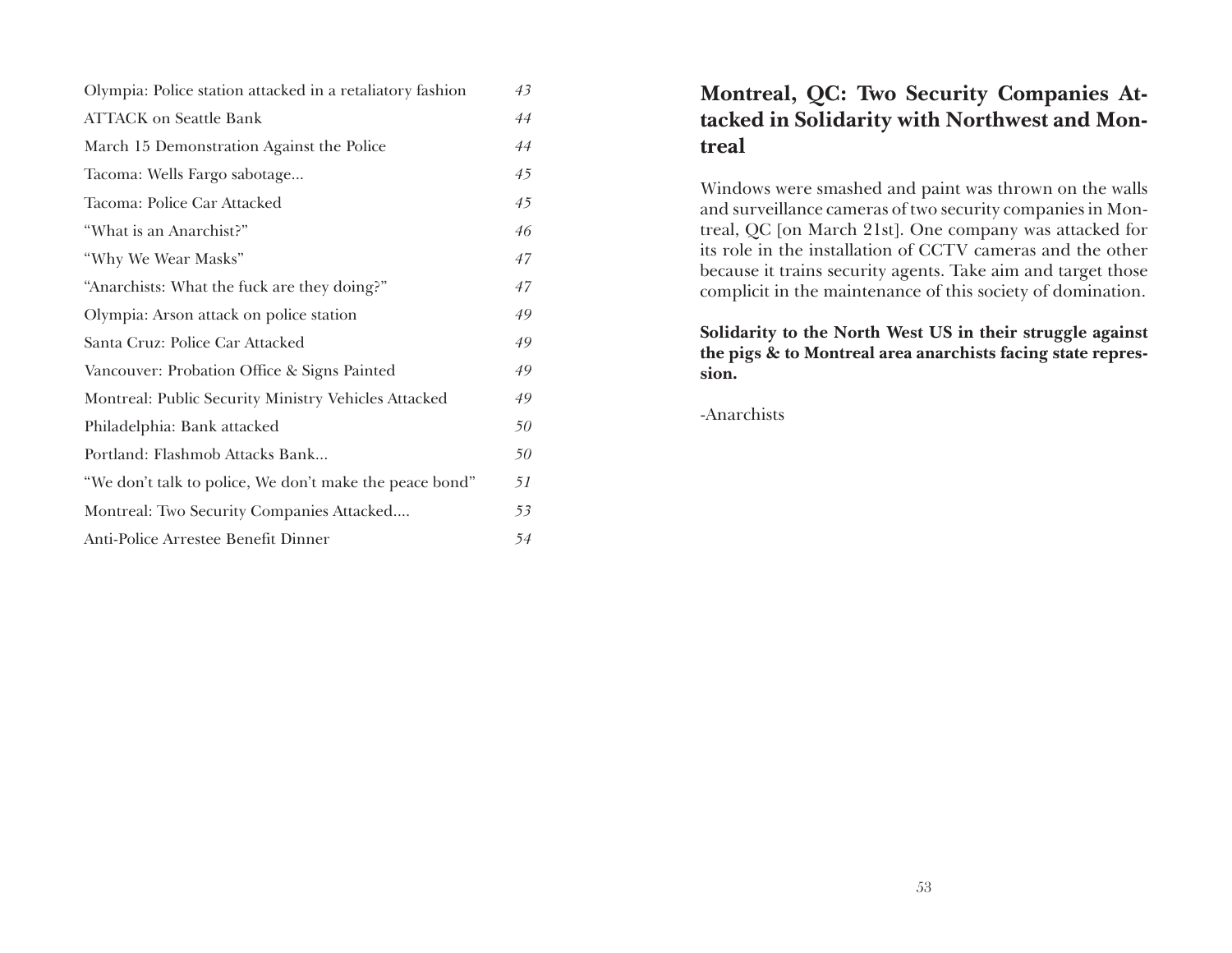| | |
|---|---|
| Olympia: Police station attacked in a retaliatory fashion | 43 |
| ATTACK on Seattle Bank | 44 |
| March 15 Demonstration Against the Police | 44 |
| Tacoma: Wells Fargo sabotage... | 45 |
| Tacoma: Police Car Attacked | 45 |
| "What is an Anarchist?" | 46 |
| "Why We Wear Masks" | 47 |
| "Anarchists: What the fuck are they doing?" | 47 |
| Olympia: Arson attack on police station | 49 |
| Santa Cruz: Police Car Attacked | 49 |
| Vancouver: Probation Office & Signs Painted | 49 |
| Montreal: Public Security Ministry Vehicles Attacked | 49 |
| Philadelphia: Bank attacked | 50 |
| Portland: Flashmob Attacks Bank... | 50 |
| "We don't talk to police, We don't make the peace bond" | 51 |
| Montreal: Two Security Companies Attacked.... | 53 |
| Anti-Police Arrestee Benefit Dinner | 54 |

## Montreal, QC: Two Security Companies Attacked in Solidarity with Northwest and Montreal

Windows were smashed and paint was thrown on the walls and surveillance cameras of two security companies in Montreal, QC [on March 21st]. One company was attacked for its role in the installation of CCTV cameras and the other because it trains security agents. Take aim and target those complicit in the maintenance of this society of domination.

**Solidarity to the North West US in their struggle against the pigs & to Montreal area anarchists facing state repression.**

-Anarchists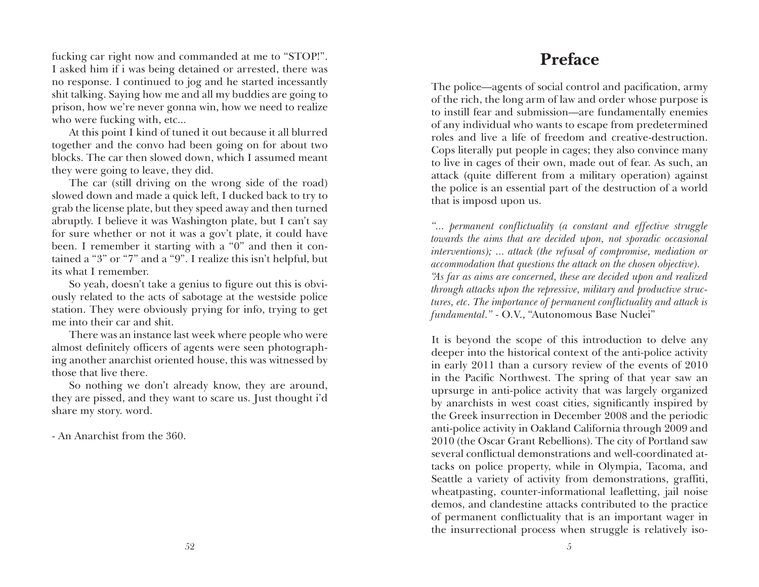fucking car right now and commanded at me to "STOP!". I asked him if i was being detained or arrested, there was no response. I continued to jog and he started incessantly shit talking. Saying how me and all my buddies are going to prison, how we're never gonna win, how we need to realize who were fucking with, etc...

At this point I kind of tuned it out because it all blurred together and the convo had been going on for about two blocks. The car then slowed down, which I assumed meant they were going to leave, they did.

The car (still driving on the wrong side of the road) slowed down and made a quick left, I ducked back to try to grab the license plate, but they speed away and then turned abruptly. I believe it was Washington plate, but I can't say for sure whether or not it was a gov't plate, it could have been. I remember it starting with a "0" and then it contained a "3" or "7" and a "9". I realize this isn't helpful, but its what I remember.

So yeah, doesn't take a genius to figure out this is obviously related to the acts of sabotage at the westside police station. They were obviously prying for info, trying to get me into their car and shit.

There was an instance last week where people who were almost definitely officers of agents were seen photographing another anarchist oriented house, this was witnessed by those that live there.

So nothing we don't already know, they are around, they are pissed, and they want to scare us. Just thought i'd share my story. word.

- An Anarchist from the 360.

# Preface

The police—agents of social control and pacification, army of the rich, the long arm of law and order whose purpose is to instill fear and submission—are fundamentally enemies of any individual who wants to escape from predetermined roles and live a life of freedom and creative-destruction. Cops literally put people in cages; they also convince many to live in cages of their own, made out of fear. As such, an attack (quite different from a military operation) against the police is an essential part of the destruction of a world that is imposd upon us.

*"... permanent conflictuality (a constant and effective struggle towards the aims that are decided upon, not sporadic occasional interventions); ... attack (the refusal of compromise, mediation or accommodation that questions the attack on the chosen objective). "As far as aims are concerned, these are decided upon and realized through attacks upon the repressive, military and productive structures, etc. The importance of permanent conflictuality and attack is fundamental."* - O.V., "Autonomous Base Nuclei"

It is beyond the scope of this introduction to delve any deeper into the historical context of the anti-police activity in early 2011 than a cursory review of the events of 2010 in the Pacific Northwest. The spring of that year saw an uprsurge in anti-police activity that was largely organized by anarchists in west coast cities, significantly inspired by the Greek insurrection in December 2008 and the periodic anti-police activity in Oakland California through 2009 and 2010 (the Oscar Grant Rebellions). The city of Portland saw several conflictual demonstrations and well-coordinated attacks on police property, while in Olympia, Tacoma, and Seattle a variety of activity from demonstrations, graffiti, wheatpasting, counter-informational leafletting, jail noise demos, and clandestine attacks contributed to the practice of permanent conflictuality that is an important wager in the insurrectional process when struggle is relatively iso-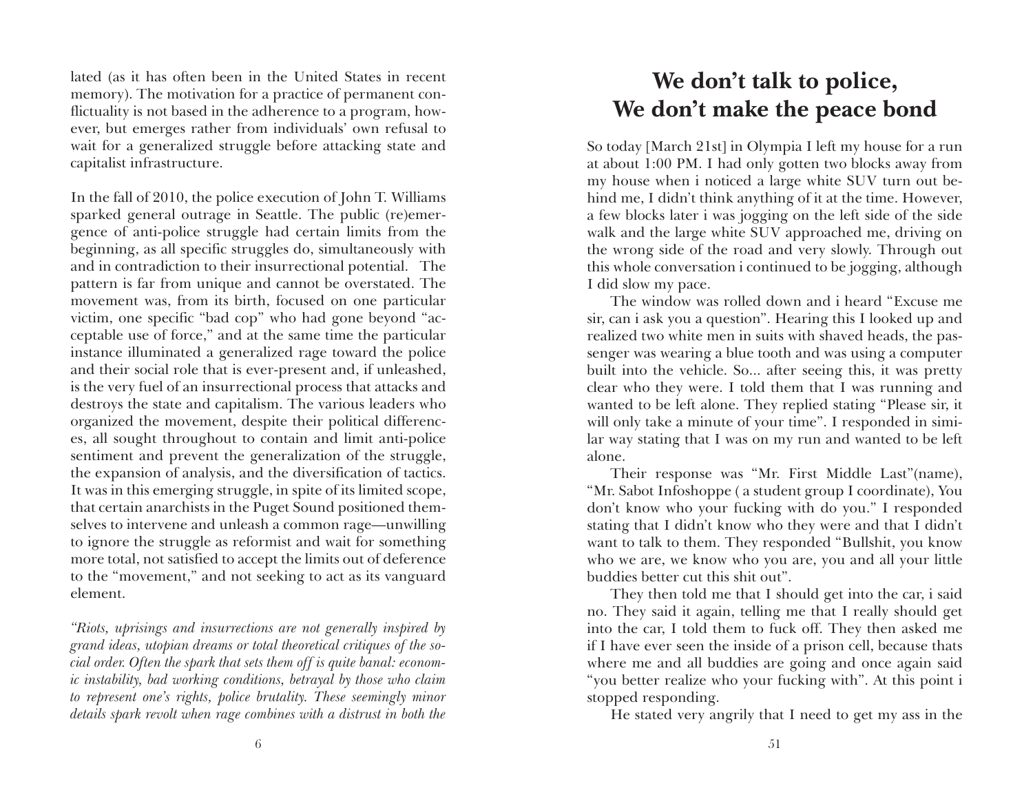lated (as it has often been in the United States in recent memory). The motivation for a practice of permanent conflictuality is not based in the adherence to a program, however, but emerges rather from individuals' own refusal to wait for a generalized struggle before attacking state and capitalist infrastructure.

In the fall of 2010, the police execution of John T. Williams sparked general outrage in Seattle. The public (re)emergence of anti-police struggle had certain limits from the beginning, as all specific struggles do, simultaneously with and in contradiction to their insurrectional potential. The pattern is far from unique and cannot be overstated. The movement was, from its birth, focused on one particular victim, one specific "bad cop" who had gone beyond "acceptable use of force," and at the same time the particular instance illuminated a generalized rage toward the police and their social role that is ever-present and, if unleashed, is the very fuel of an insurrectional process that attacks and destroys the state and capitalism. The various leaders who organized the movement, despite their political differences, all sought throughout to contain and limit anti-police sentiment and prevent the generalization of the struggle, the expansion of analysis, and the diversification of tactics. It was in this emerging struggle, in spite of its limited scope, that certain anarchists in the Puget Sound positioned themselves to intervene and unleash a common rage—unwilling to ignore the struggle as reformist and wait for something more total, not satisfied to accept the limits out of deference to the "movement," and not seeking to act as its vanguard element.

*"Riots, uprisings and insurrections are not generally inspired by grand ideas, utopian dreams or total theoretical critiques of the social order. Often the spark that sets them off is quite banal: economic instability, bad working conditions, betrayal by those who claim to represent one's rights, police brutality. These seemingly minor details spark revolt when rage combines with a distrust in both the*

# We don't talk to police, We don't make the peace bond

So today [March 21st] in Olympia I left my house for a run at about 1:00 PM. I had only gotten two blocks away from my house when i noticed a large white SUV turn out behind me, I didn't think anything of it at the time. However, a few blocks later i was jogging on the left side of the side walk and the large white SUV approached me, driving on the wrong side of the road and very slowly. Through out this whole conversation i continued to be jogging, although I did slow my pace.

The window was rolled down and i heard "Excuse me sir, can i ask you a question". Hearing this I looked up and realized two white men in suits with shaved heads, the passenger was wearing a blue tooth and was using a computer built into the vehicle. So... after seeing this, it was pretty clear who they were. I told them that I was running and wanted to be left alone. They replied stating "Please sir, it will only take a minute of your time". I responded in similar way stating that I was on my run and wanted to be left alone.

Their response was "Mr. First Middle Last"(name), "Mr. Sabot Infoshoppe ( a student group I coordinate), You don't know who your fucking with do you." I responded stating that I didn't know who they were and that I didn't want to talk to them. They responded "Bullshit, you know who we are, we know who you are, you and all your little buddies better cut this shit out".

They then told me that I should get into the car, i said no. They said it again, telling me that I really should get into the car, I told them to fuck off. They then asked me if I have ever seen the inside of a prison cell, because thats where me and all buddies are going and once again said "you better realize who your fucking with". At this point i stopped responding.

He stated very angrily that I need to get my ass in the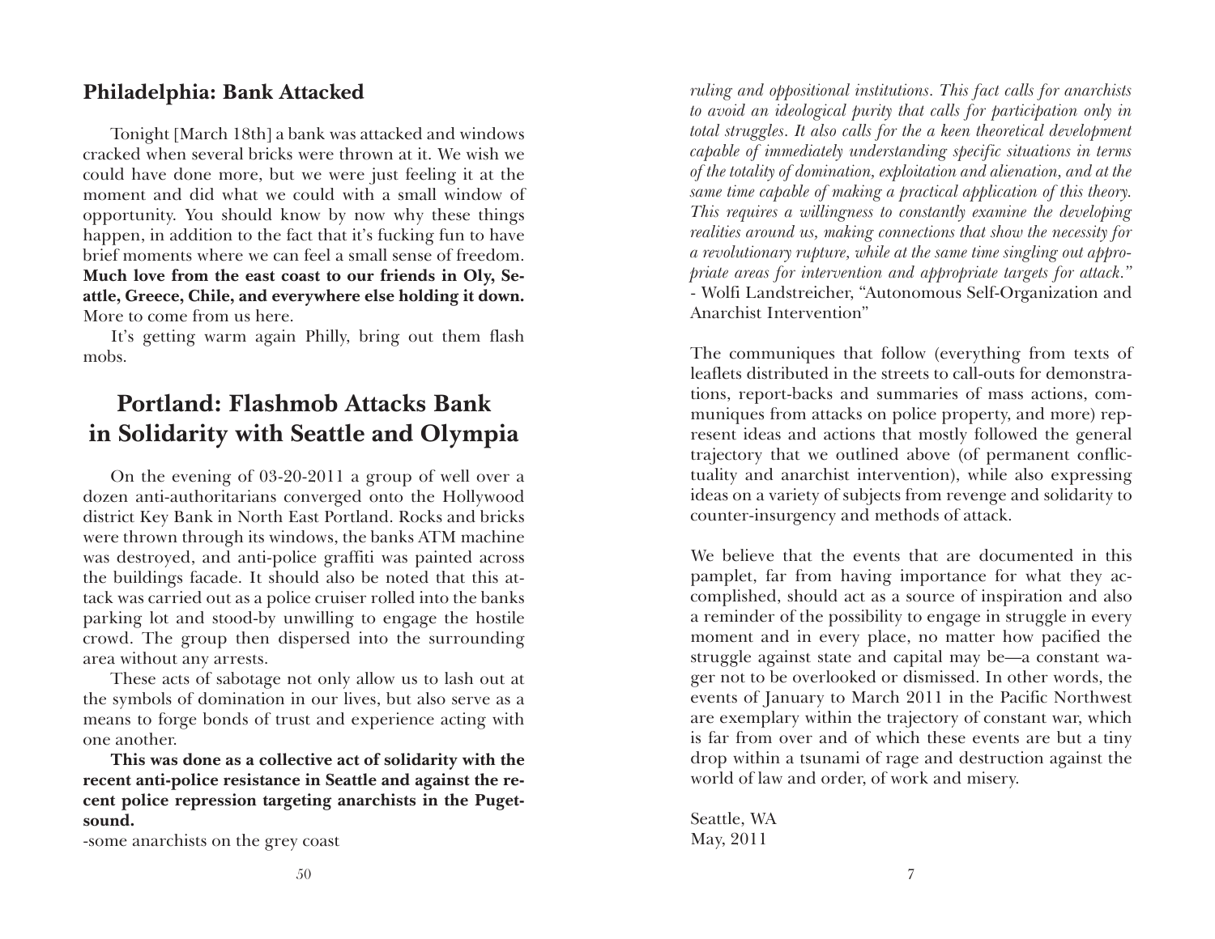## Philadelphia: Bank Attacked

Tonight [March 18th] a bank was attacked and windows cracked when several bricks were thrown at it. We wish we could have done more, but we were just feeling it at the moment and did what we could with a small window of opportunity. You should know by now why these things happen, in addition to the fact that it's fucking fun to have brief moments where we can feel a small sense of freedom. **Much love from the east coast to our friends in Oly, Seattle, Greece, Chile, and everywhere else holding it down.** More to come from us here.

It's getting warm again Philly, bring out them flash mobs.

## Portland: Flashmob Attacks Bank in Solidarity with Seattle and Olympia

On the evening of 03-20-2011 a group of well over a dozen anti-authoritarians converged onto the Hollywood district Key Bank in North East Portland. Rocks and bricks were thrown through its windows, the banks ATM machine was destroyed, and anti-police graffiti was painted across the buildings facade. It should also be noted that this attack was carried out as a police cruiser rolled into the banks parking lot and stood-by unwilling to engage the hostile crowd. The group then dispersed into the surrounding area without any arrests.

These acts of sabotage not only allow us to lash out at the symbols of domination in our lives, but also serve as a means to forge bonds of trust and experience acting with one another.

**This was done as a collective act of solidarity with the recent anti-police resistance in Seattle and against the recent police repression targeting anarchists in the Pugetsound.**

-some anarchists on the grey coast

*ruling and oppositional institutions. This fact calls for anarchists to avoid an ideological purity that calls for participation only in total struggles. It also calls for the a keen theoretical development capable of immediately understanding specific situations in terms of the totality of domination, exploitation and alienation, and at the same time capable of making a practical application of this theory. This requires a willingness to constantly examine the developing realities around us, making connections that show the necessity for a revolutionary rupture, while at the same time singling out appropriate areas for intervention and appropriate targets for attack."*
- Wolfi Landstreicher, "Autonomous Self-Organization and Anarchist Intervention"

The communiques that follow (everything from texts of leaflets distributed in the streets to call-outs for demonstrations, report-backs and summaries of mass actions, communiques from attacks on police property, and more) represent ideas and actions that mostly followed the general trajectory that we outlined above (of permanent conflictuality and anarchist intervention), while also expressing ideas on a variety of subjects from revenge and solidarity to counter-insurgency and methods of attack.

We believe that the events that are documented in this pamplet, far from having importance for what they accomplished, should act as a source of inspiration and also a reminder of the possibility to engage in struggle in every moment and in every place, no matter how pacified the struggle against state and capital may be—a constant wager not to be overlooked or dismissed. In other words, the events of January to March 2011 in the Pacific Northwest are exemplary within the trajectory of constant war, which is far from over and of which these events are but a tiny drop within a tsunami of rage and destruction against the world of law and order, of work and misery.

Seattle, WA
May, 2011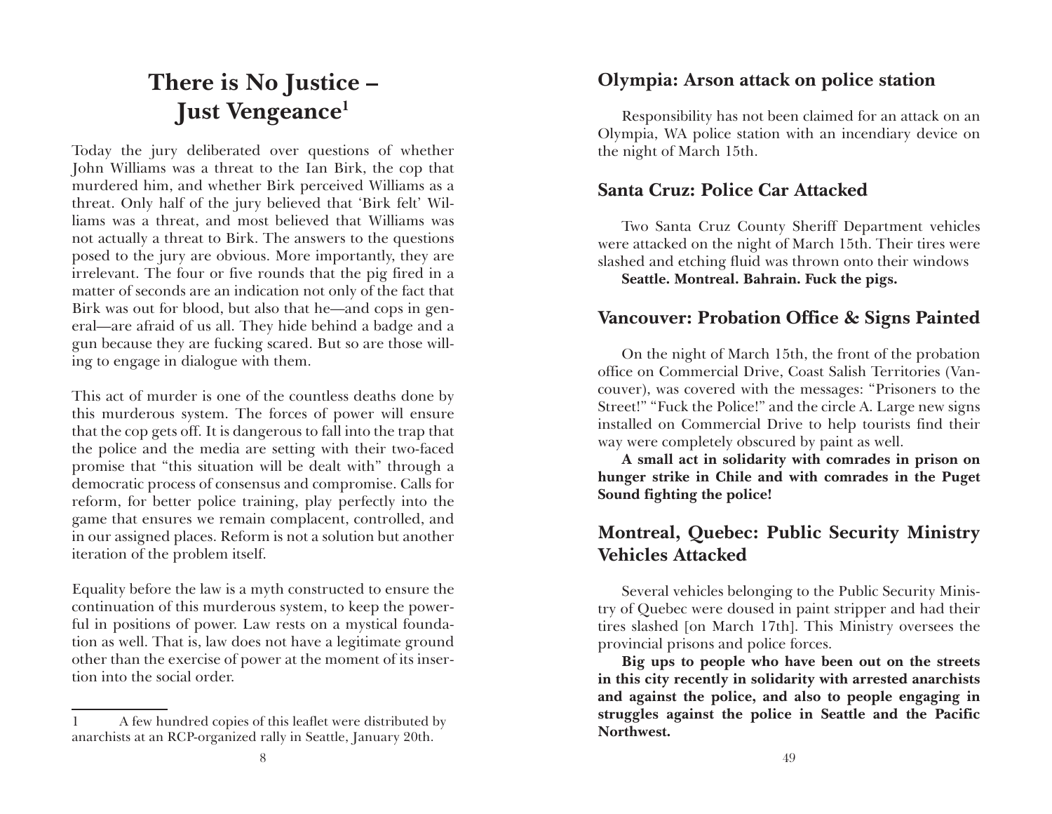# There is No Justice – Just Vengeance[1]

Today the jury deliberated over questions of whether John Williams was a threat to the Ian Birk, the cop that murdered him, and whether Birk perceived Williams as a threat. Only half of the jury believed that 'Birk felt' Williams was a threat, and most believed that Williams was not actually a threat to Birk. The answers to the questions posed to the jury are obvious. More importantly, they are irrelevant. The four or five rounds that the pig fired in a matter of seconds are an indication not only of the fact that Birk was out for blood, but also that he—and cops in general—are afraid of us all. They hide behind a badge and a gun because they are fucking scared. But so are those willing to engage in dialogue with them.

This act of murder is one of the countless deaths done by this murderous system. The forces of power will ensure that the cop gets off. It is dangerous to fall into the trap that the police and the media are setting with their two-faced promise that "this situation will be dealt with" through a democratic process of consensus and compromise. Calls for reform, for better police training, play perfectly into the game that ensures we remain complacent, controlled, and in our assigned places. Reform is not a solution but another iteration of the problem itself.

Equality before the law is a myth constructed to ensure the continuation of this murderous system, to keep the powerful in positions of power. Law rests on a mystical foundation as well. That is, law does not have a legitimate ground other than the exercise of power at the moment of its insertion into the social order.

1 A few hundred copies of this leaflet were distributed by anarchists at an RCP-organized rally in Seattle, January 20th.

## Olympia: Arson attack on police station

Responsibility has not been claimed for an attack on an Olympia, WA police station with an incendiary device on the night of March 15th.

## Santa Cruz: Police Car Attacked

Two Santa Cruz County Sheriff Department vehicles were attacked on the night of March 15th. Their tires were slashed and etching fluid was thrown onto their windows

**Seattle. Montreal. Bahrain. Fuck the pigs.**

## Vancouver: Probation Office & Signs Painted

On the night of March 15th, the front of the probation office on Commercial Drive, Coast Salish Territories (Vancouver), was covered with the messages: "Prisoners to the Street!" "Fuck the Police!" and the circle A. Large new signs installed on Commercial Drive to help tourists find their way were completely obscured by paint as well.

**A small act in solidarity with comrades in prison on hunger strike in Chile and with comrades in the Puget Sound fighting the police!**

## Montreal, Quebec: Public Security Ministry Vehicles Attacked

Several vehicles belonging to the Public Security Ministry of Quebec were doused in paint stripper and had their tires slashed [on March 17th]. This Ministry oversees the provincial prisons and police forces.

**Big ups to people who have been out on the streets in this city recently in solidarity with arrested anarchists and against the police, and also to people engaging in struggles against the police in Seattle and the Pacific Northwest.**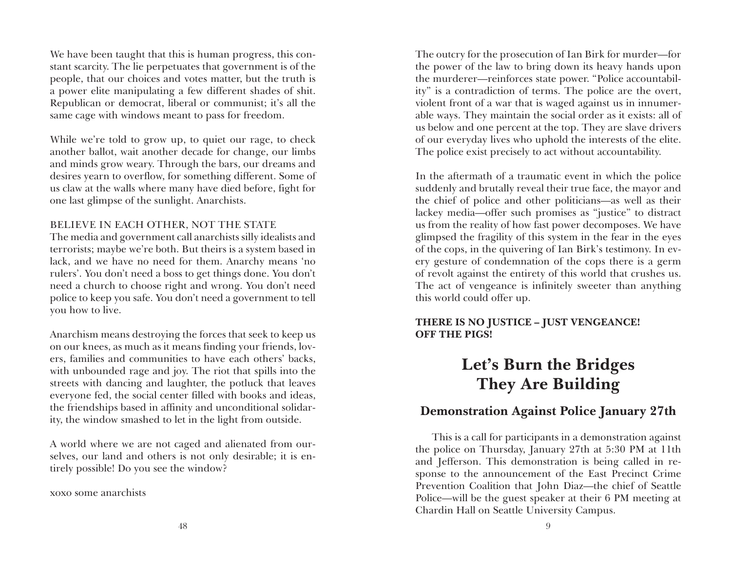We have been taught that this is human progress, this constant scarcity. The lie perpetuates that government is of the people, that our choices and votes matter, but the truth is a power elite manipulating a few different shades of shit. Republican or democrat, liberal or communist; it's all the same cage with windows meant to pass for freedom.

While we're told to grow up, to quiet our rage, to check another ballot, wait another decade for change, our limbs and minds grow weary. Through the bars, our dreams and desires yearn to overflow, for something different. Some of us claw at the walls where many have died before, fight for one last glimpse of the sunlight. Anarchists.

BELIEVE IN EACH OTHER, NOT THE STATE

The media and government call anarchists silly idealists and terrorists; maybe we're both. But theirs is a system based in lack, and we have no need for them. Anarchy means 'no rulers'. You don't need a boss to get things done. You don't need a church to choose right and wrong. You don't need police to keep you safe. You don't need a government to tell you how to live.

Anarchism means destroying the forces that seek to keep us on our knees, as much as it means finding your friends, lovers, families and communities to have each others' backs, with unbounded rage and joy. The riot that spills into the streets with dancing and laughter, the potluck that leaves everyone fed, the social center filled with books and ideas, the friendships based in affinity and unconditional solidarity, the window smashed to let in the light from outside.

A world where we are not caged and alienated from ourselves, our land and others is not only desirable; it is entirely possible! Do you see the window?

xoxo some anarchists

The outcry for the prosecution of Ian Birk for murder—for the power of the law to bring down its heavy hands upon the murderer—reinforces state power. "Police accountability" is a contradiction of terms. The police are the overt, violent front of a war that is waged against us in innumerable ways. They maintain the social order as it exists: all of us below and one percent at the top. They are slave drivers of our everyday lives who uphold the interests of the elite. The police exist precisely to act without accountability.

In the aftermath of a traumatic event in which the police suddenly and brutally reveal their true face, the mayor and the chief of police and other politicians—as well as their lackey media—offer such promises as "justice" to distract us from the reality of how fast power decomposes. We have glimpsed the fragility of this system in the fear in the eyes of the cops, in the quivering of Ian Birk's testimony. In every gesture of condemnation of the cops there is a germ of revolt against the entirety of this world that crushes us. The act of vengeance is infinitely sweeter than anything this world could offer up.

**THERE IS NO JUSTICE – JUST VENGEANCE!**
**OFF THE PIGS!**

# Let's Burn the Bridges They Are Building

## Demonstration Against Police January 27th

This is a call for participants in a demonstration against the police on Thursday, January 27th at 5:30 PM at 11th and Jefferson. This demonstration is being called in response to the announcement of the East Precinct Crime Prevention Coalition that John Diaz—the chief of Seattle Police—will be the guest speaker at their 6 PM meeting at Chardin Hall on Seattle University Campus.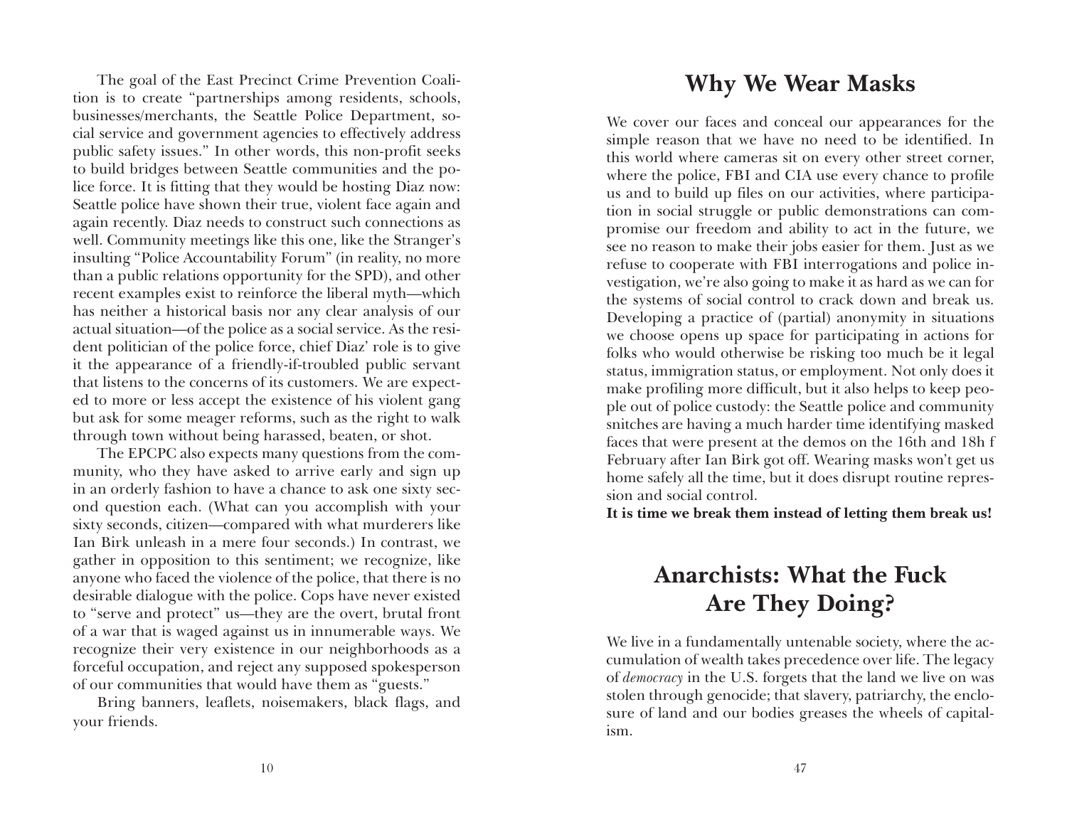The goal of the East Precinct Crime Prevention Coalition is to create "partnerships among residents, schools, businesses/merchants, the Seattle Police Department, social service and government agencies to effectively address public safety issues." In other words, this non-profit seeks to build bridges between Seattle communities and the police force. It is fitting that they would be hosting Diaz now: Seattle police have shown their true, violent face again and again recently. Diaz needs to construct such connections as well. Community meetings like this one, like the Stranger's insulting "Police Accountability Forum" (in reality, no more than a public relations opportunity for the SPD), and other recent examples exist to reinforce the liberal myth—which has neither a historical basis nor any clear analysis of our actual situation—of the police as a social service. As the resident politician of the police force, chief Diaz' role is to give it the appearance of a friendly-if-troubled public servant that listens to the concerns of its customers. We are expected to more or less accept the existence of his violent gang but ask for some meager reforms, such as the right to walk through town without being harassed, beaten, or shot.

The EPCPC also expects many questions from the community, who they have asked to arrive early and sign up in an orderly fashion to have a chance to ask one sixty second question each. (What can you accomplish with your sixty seconds, citizen—compared with what murderers like Ian Birk unleash in a mere four seconds.) In contrast, we gather in opposition to this sentiment; we recognize, like anyone who faced the violence of the police, that there is no desirable dialogue with the police. Cops have never existed to "serve and protect" us—they are the overt, brutal front of a war that is waged against us in innumerable ways. We recognize their very existence in our neighborhoods as a forceful occupation, and reject any supposed spokesperson of our communities that would have them as "guests."

Bring banners, leaflets, noisemakers, black flags, and your friends.

## Why We Wear Masks

We cover our faces and conceal our appearances for the simple reason that we have no need to be identified. In this world where cameras sit on every other street corner, where the police, FBI and CIA use every chance to profile us and to build up files on our activities, where participation in social struggle or public demonstrations can compromise our freedom and ability to act in the future, we see no reason to make their jobs easier for them. Just as we refuse to cooperate with FBI interrogations and police investigation, we're also going to make it as hard as we can for the systems of social control to crack down and break us. Developing a practice of (partial) anonymity in situations we choose opens up space for participating in actions for folks who would otherwise be risking too much be it legal status, immigration status, or employment. Not only does it make profiling more difficult, but it also helps to keep people out of police custody: the Seattle police and community snitches are having a much harder time identifying masked faces that were present at the demos on the 16th and 18h f February after Ian Birk got off. Wearing masks won't get us home safely all the time, but it does disrupt routine repression and social control.

**It is time we break them instead of letting them break us!**

## Anarchists: What the Fuck Are They Doing?

We live in a fundamentally untenable society, where the accumulation of wealth takes precedence over life. The legacy of *democracy* in the U.S. forgets that the land we live on was stolen through genocide; that slavery, patriarchy, the enclosure of land and our bodies greases the wheels of capitalism.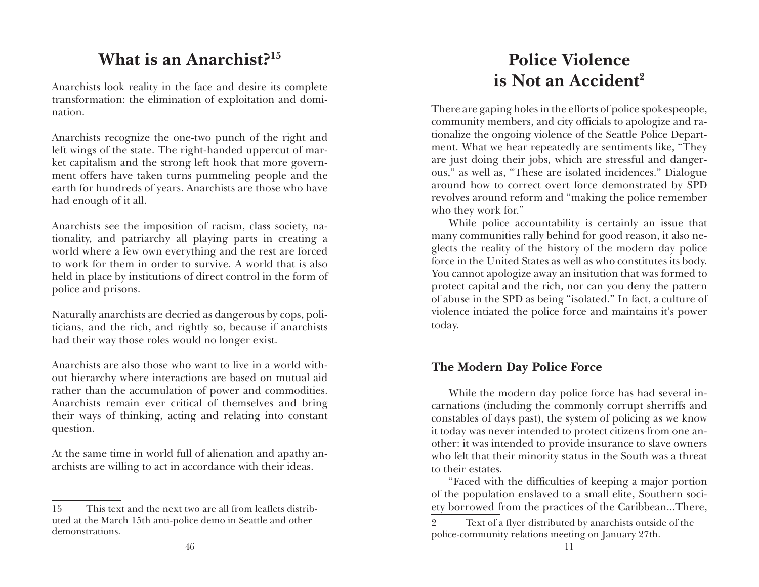# What is an Anarchist?[15]

Anarchists look reality in the face and desire its complete transformation: the elimination of exploitation and domination.

Anarchists recognize the one-two punch of the right and left wings of the state. The right-handed uppercut of market capitalism and the strong left hook that more government offers have taken turns pummeling people and the earth for hundreds of years. Anarchists are those who have had enough of it all.

Anarchists see the imposition of racism, class society, nationality, and patriarchy all playing parts in creating a world where a few own everything and the rest are forced to work for them in order to survive. A world that is also held in place by institutions of direct control in the form of police and prisons.

Naturally anarchists are decried as dangerous by cops, politicians, and the rich, and rightly so, because if anarchists had their way those roles would no longer exist.

Anarchists are also those who want to live in a world without hierarchy where interactions are based on mutual aid rather than the accumulation of power and commodities. Anarchists remain ever critical of themselves and bring their ways of thinking, acting and relating into constant question.

At the same time in world full of alienation and apathy anarchists are willing to act in accordance with their ideas.

15 This text and the next two are all from leaflets distributed at the March 15th anti-police demo in Seattle and other demonstrations.

# Police Violence is Not an Accident[2]

There are gaping holes in the efforts of police spokespeople, community members, and city officials to apologize and rationalize the ongoing violence of the Seattle Police Department. What we hear repeatedly are sentiments like, "They are just doing their jobs, which are stressful and dangerous," as well as, "These are isolated incidences." Dialogue around how to correct overt force demonstrated by SPD revolves around reform and "making the police remember who they work for."

While police accountability is certainly an issue that many communities rally behind for good reason, it also neglects the reality of the history of the modern day police force in the United States as well as who constitutes its body. You cannot apologize away an insitution that was formed to protect capital and the rich, nor can you deny the pattern of abuse in the SPD as being "isolated." In fact, a culture of violence intiated the police force and maintains it's power today.

## The Modern Day Police Force

While the modern day police force has had several incarnations (including the commonly corrupt sherriffs and constables of days past), the system of policing as we know it today was never intended to protect citizens from one another: it was intended to provide insurance to slave owners who felt that their minority status in the South was a threat to their estates.

"Faced with the difficulties of keeping a major portion of the population enslaved to a small elite, Southern society borrowed from the practices of the Caribbean...There,

2 Text of a flyer distributed by anarchists outside of the police-community relations meeting on January 27th.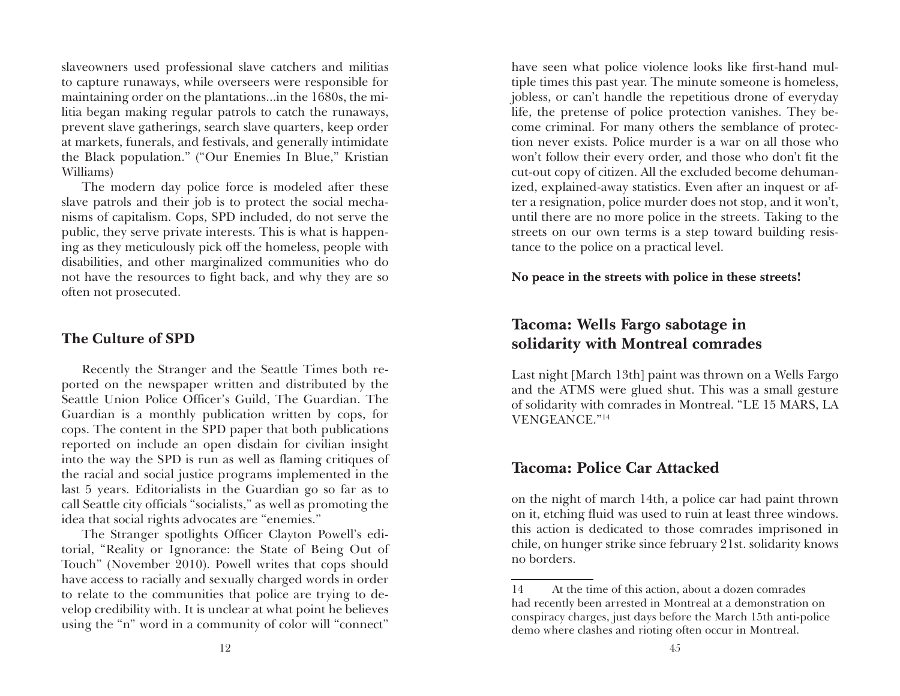slaveowners used professional slave catchers and militias to capture runaways, while overseers were responsible for maintaining order on the plantations...in the 1680s, the militia began making regular patrols to catch the runaways, prevent slave gatherings, search slave quarters, keep order at markets, funerals, and festivals, and generally intimidate the Black population." ("Our Enemies In Blue," Kristian Williams)

The modern day police force is modeled after these slave patrols and their job is to protect the social mechanisms of capitalism. Cops, SPD included, do not serve the public, they serve private interests. This is what is happening as they meticulously pick off the homeless, people with disabilities, and other marginalized communities who do not have the resources to fight back, and why they are so often not prosecuted.

## The Culture of SPD

Recently the Stranger and the Seattle Times both reported on the newspaper written and distributed by the Seattle Union Police Officer's Guild, The Guardian. The Guardian is a monthly publication written by cops, for cops. The content in the SPD paper that both publications reported on include an open disdain for civilian insight into the way the SPD is run as well as flaming critiques of the racial and social justice programs implemented in the last 5 years. Editorialists in the Guardian go so far as to call Seattle city officials "socialists," as well as promoting the idea that social rights advocates are "enemies."

The Stranger spotlights Officer Clayton Powell's editorial, "Reality or Ignorance: the State of Being Out of Touch" (November 2010). Powell writes that cops should have access to racially and sexually charged words in order to relate to the communities that police are trying to develop credibility with. It is unclear at what point he believes using the "n" word in a community of color will "connect"

have seen what police violence looks like first-hand multiple times this past year. The minute someone is homeless, jobless, or can't handle the repetitious drone of everyday life, the pretense of police protection vanishes. They become criminal. For many others the semblance of protection never exists. Police murder is a war on all those who won't follow their every order, and those who don't fit the cut-out copy of citizen. All the excluded become dehumanized, explained-away statistics. Even after an inquest or after a resignation, police murder does not stop, and it won't, until there are no more police in the streets. Taking to the streets on our own terms is a step toward building resistance to the police on a practical level.

**No peace in the streets with police in these streets!**

## Tacoma: Wells Fargo sabotage in solidarity with Montreal comrades

Last night [March 13th] paint was thrown on a Wells Fargo and the ATMS were glued shut. This was a small gesture of solidarity with comrades in Montreal. "LE 15 MARS, LA VENGEANCE."[14]

## Tacoma: Police Car Attacked

on the night of march 14th, a police car had paint thrown on it, etching fluid was used to ruin at least three windows. this action is dedicated to those comrades imprisoned in chile, on hunger strike since february 21st. solidarity knows no borders.

14 At the time of this action, about a dozen comrades had recently been arrested in Montreal at a demonstration on conspiracy charges, just days before the March 15th anti-police demo where clashes and rioting often occur in Montreal.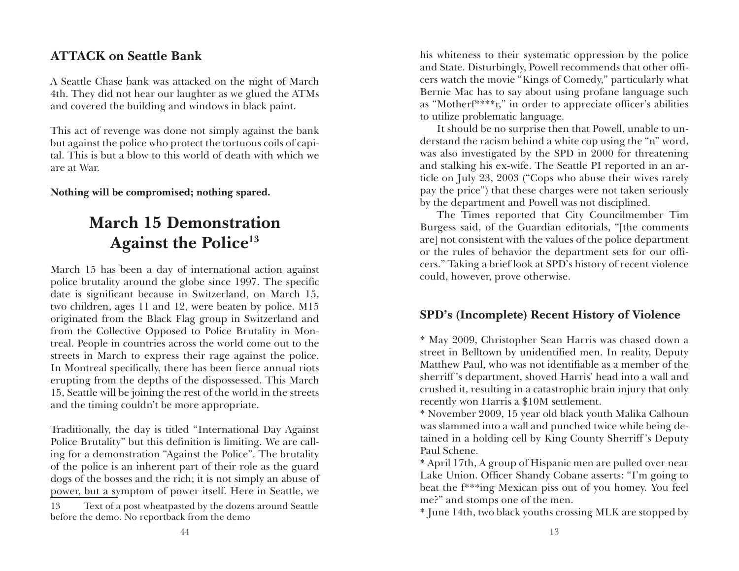## ATTACK on Seattle Bank

A Seattle Chase bank was attacked on the night of March 4th. They did not hear our laughter as we glued the ATMs and covered the building and windows in black paint.

This act of revenge was done not simply against the bank but against the police who protect the tortuous coils of capital. This is but a blow to this world of death with which we are at War.

**Nothing will be compromised; nothing spared.**

# March 15 Demonstration Against the Police[13]

March 15 has been a day of international action against police brutality around the globe since 1997. The specific date is significant because in Switzerland, on March 15, two children, ages 11 and 12, were beaten by police. M15 originated from the Black Flag group in Switzerland and from the Collective Opposed to Police Brutality in Montreal. People in countries across the world come out to the streets in March to express their rage against the police. In Montreal specifically, there has been fierce annual riots erupting from the depths of the dispossessed. This March 15, Seattle will be joining the rest of the world in the streets and the timing couldn't be more appropriate.

Traditionally, the day is titled "International Day Against Police Brutality" but this definition is limiting. We are calling for a demonstration "Against the Police". The brutality of the police is an inherent part of their role as the guard dogs of the bosses and the rich; it is not simply an abuse of power, but a symptom of power itself. Here in Seattle, we

13 Text of a post wheatpasted by the dozens around Seattle before the demo. No reportback from the demo

his whiteness to their systematic oppression by the police and State. Disturbingly, Powell recommends that other officers watch the movie "Kings of Comedy," particularly what Bernie Mac has to say about using profane language such as "Motherf****r," in order to appreciate officer's abilities to utilize problematic language.

It should be no surprise then that Powell, unable to understand the racism behind a white cop using the "n" word, was also investigated by the SPD in 2000 for threatening and stalking his ex-wife. The Seattle PI reported in an article on July 23, 2003 ("Cops who abuse their wives rarely pay the price") that these charges were not taken seriously by the department and Powell was not disciplined.

The Times reported that City Councilmember Tim Burgess said, of the Guardian editorials, "[the comments are] not consistent with the values of the police department or the rules of behavior the department sets for our officers." Taking a brief look at SPD's history of recent violence could, however, prove otherwise.

## SPD's (Incomplete) Recent History of Violence

* May 2009, Christopher Sean Harris was chased down a street in Belltown by unidentified men. In reality, Deputy Matthew Paul, who was not identifiable as a member of the sherriff's department, shoved Harris' head into a wall and crushed it, resulting in a catastrophic brain injury that only recently won Harris a $10M settlement.
* November 2009, 15 year old black youth Malika Calhoun was slammed into a wall and punched twice while being detained in a holding cell by King County Sherriff's Deputy Paul Schene.
* April 17th, A group of Hispanic men are pulled over near Lake Union. Officer Shandy Cobane asserts: "I'm going to beat the f***ing Mexican piss out of you homey. You feel me?" and stomps one of the men.
* June 14th, two black youths crossing MLK are stopped by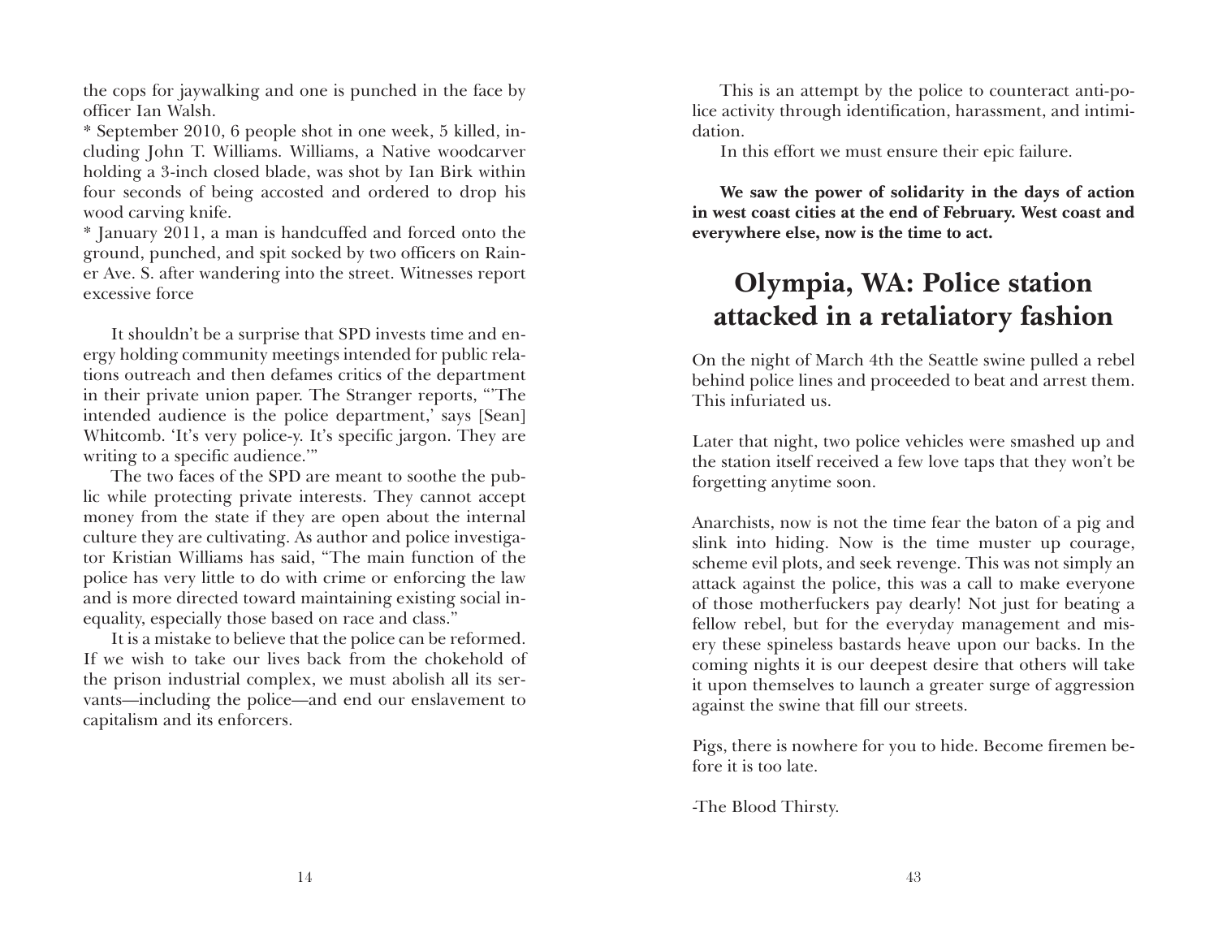the cops for jaywalking and one is punched in the face by officer Ian Walsh.

* September 2010, 6 people shot in one week, 5 killed, including John T. Williams. Williams, a Native woodcarver holding a 3-inch closed blade, was shot by Ian Birk within four seconds of being accosted and ordered to drop his wood carving knife.

* January 2011, a man is handcuffed and forced onto the ground, punched, and spit socked by two officers on Rainer Ave. S. after wandering into the street. Witnesses report excessive force

It shouldn't be a surprise that SPD invests time and energy holding community meetings intended for public relations outreach and then defames critics of the department in their private union paper. The Stranger reports, "'The intended audience is the police department,' says [Sean] Whitcomb. 'It's very police-y. It's specific jargon. They are writing to a specific audience.'"

The two faces of the SPD are meant to soothe the public while protecting private interests. They cannot accept money from the state if they are open about the internal culture they are cultivating. As author and police investigator Kristian Williams has said, "The main function of the police has very little to do with crime or enforcing the law and is more directed toward maintaining existing social inequality, especially those based on race and class."

It is a mistake to believe that the police can be reformed. If we wish to take our lives back from the chokehold of the prison industrial complex, we must abolish all its servants—including the police—and end our enslavement to capitalism and its enforcers.

This is an attempt by the police to counteract anti-police activity through identification, harassment, and intimidation.

In this effort we must ensure their epic failure.

**We saw the power of solidarity in the days of action in west coast cities at the end of February. West coast and everywhere else, now is the time to act.**

# Olympia, WA: Police station attacked in a retaliatory fashion

On the night of March 4th the Seattle swine pulled a rebel behind police lines and proceeded to beat and arrest them. This infuriated us.

Later that night, two police vehicles were smashed up and the station itself received a few love taps that they won't be forgetting anytime soon.

Anarchists, now is not the time fear the baton of a pig and slink into hiding. Now is the time muster up courage, scheme evil plots, and seek revenge. This was not simply an attack against the police, this was a call to make everyone of those motherfuckers pay dearly! Not just for beating a fellow rebel, but for the everyday management and misery these spineless bastards heave upon our backs. In the coming nights it is our deepest desire that others will take it upon themselves to launch a greater surge of aggression against the swine that fill our streets.

Pigs, there is nowhere for you to hide. Become firemen before it is too late.

-The Blood Thirsty.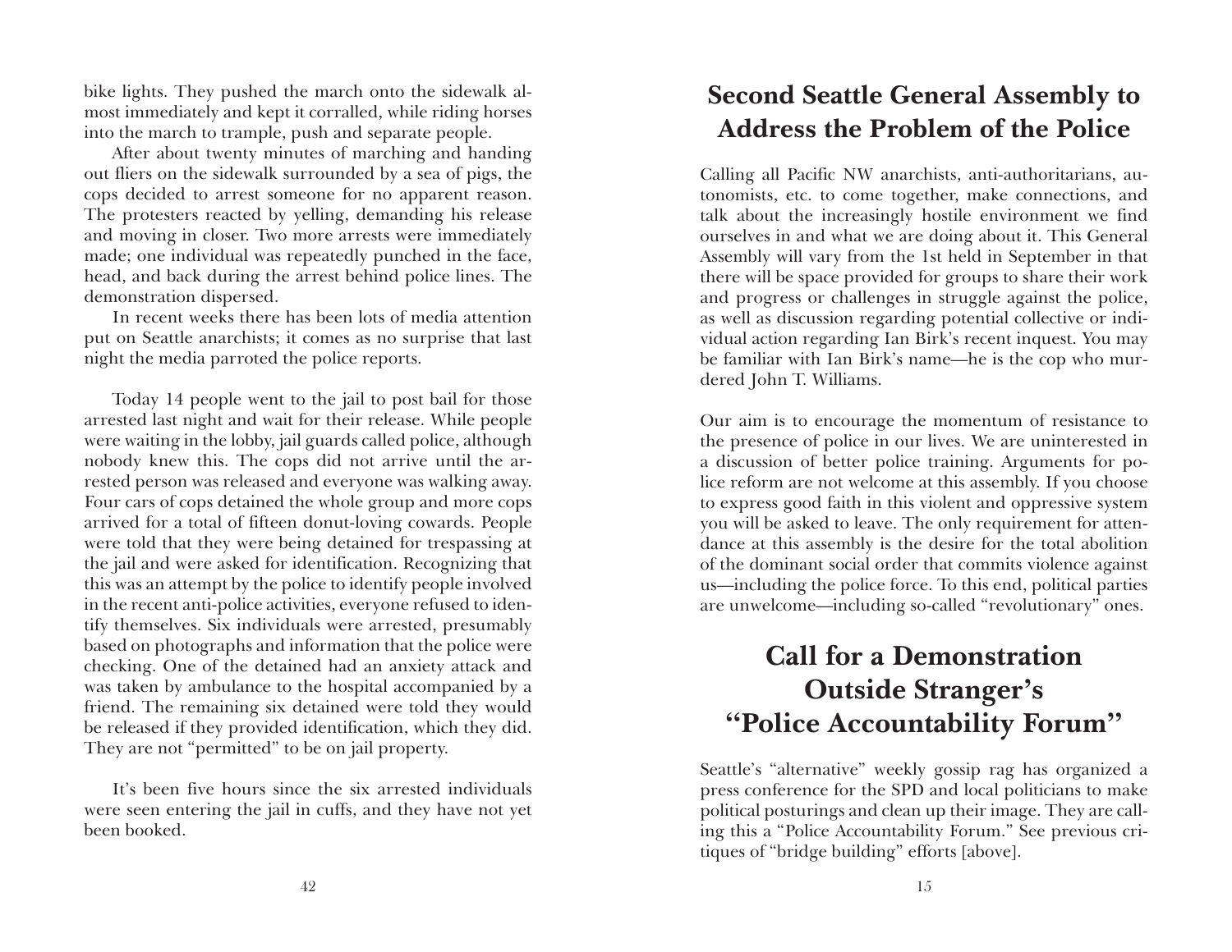bike lights. They pushed the march onto the sidewalk almost immediately and kept it corralled, while riding horses into the march to trample, push and separate people.

After about twenty minutes of marching and handing out fliers on the sidewalk surrounded by a sea of pigs, the cops decided to arrest someone for no apparent reason. The protesters reacted by yelling, demanding his release and moving in closer. Two more arrests were immediately made; one individual was repeatedly punched in the face, head, and back during the arrest behind police lines. The demonstration dispersed.

In recent weeks there has been lots of media attention put on Seattle anarchists; it comes as no surprise that last night the media parroted the police reports.

Today 14 people went to the jail to post bail for those arrested last night and wait for their release. While people were waiting in the lobby, jail guards called police, although nobody knew this. The cops did not arrive until the arrested person was released and everyone was walking away. Four cars of cops detained the whole group and more cops arrived for a total of fifteen donut-loving cowards. People were told that they were being detained for trespassing at the jail and were asked for identification. Recognizing that this was an attempt by the police to identify people involved in the recent anti-police activities, everyone refused to identify themselves. Six individuals were arrested, presumably based on photographs and information that the police were checking. One of the detained had an anxiety attack and was taken by ambulance to the hospital accompanied by a friend. The remaining six detained were told they would be released if they provided identification, which they did. They are not "permitted" to be on jail property.

It's been five hours since the six arrested individuals were seen entering the jail in cuffs, and they have not yet been booked.

## Second Seattle General Assembly to Address the Problem of the Police

Calling all Pacific NW anarchists, anti-authoritarians, autonomists, etc. to come together, make connections, and talk about the increasingly hostile environment we find ourselves in and what we are doing about it. This General Assembly will vary from the 1st held in September in that there will be space provided for groups to share their work and progress or challenges in struggle against the police, as well as discussion regarding potential collective or individual action regarding Ian Birk's recent inquest. You may be familiar with Ian Birk's name—he is the cop who murdered John T. Williams.

Our aim is to encourage the momentum of resistance to the presence of police in our lives. We are uninterested in a discussion of better police training. Arguments for police reform are not welcome at this assembly. If you choose to express good faith in this violent and oppressive system you will be asked to leave. The only requirement for attendance at this assembly is the desire for the total abolition of the dominant social order that commits violence against us—including the police force. To this end, political parties are unwelcome—including so-called "revolutionary" ones.

## Call for a Demonstration Outside Stranger's "Police Accountability Forum"

Seattle's "alternative" weekly gossip rag has organized a press conference for the SPD and local politicians to make political posturings and clean up their image. They are calling this a "Police Accountability Forum." See previous critiques of "bridge building" efforts [above].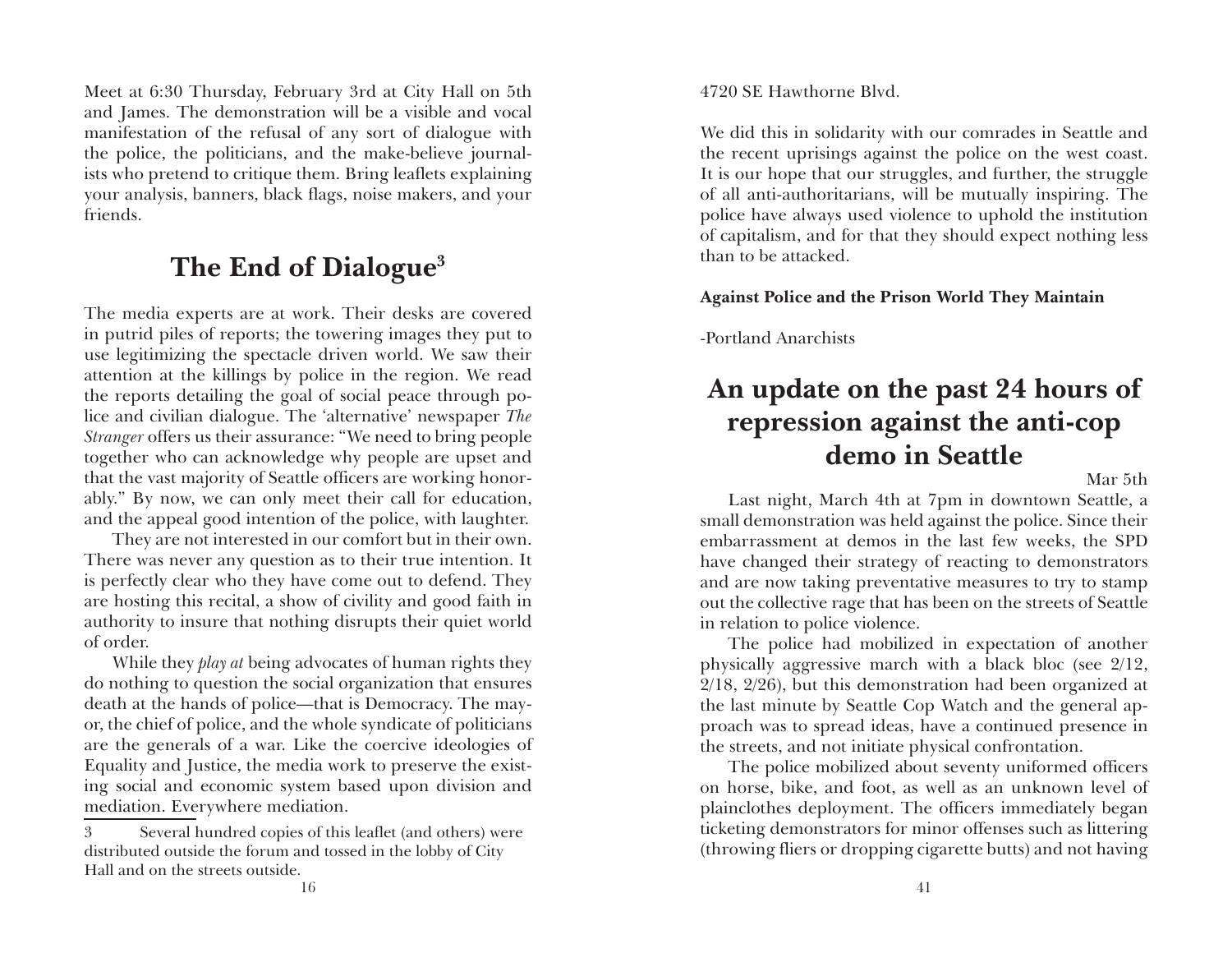Meet at 6:30 Thursday, February 3rd at City Hall on 5th and James. The demonstration will be a visible and vocal manifestation of the refusal of any sort of dialogue with the police, the politicians, and the make-believe journalists who pretend to critique them. Bring leaflets explaining your analysis, banners, black flags, noise makers, and your friends.

## The End of Dialogue[3]

The media experts are at work. Their desks are covered in putrid piles of reports; the towering images they put to use legitimizing the spectacle driven world. We saw their attention at the killings by police in the region. We read the reports detailing the goal of social peace through police and civilian dialogue. The 'alternative' newspaper *The Stranger* offers us their assurance: "We need to bring people together who can acknowledge why people are upset and that the vast majority of Seattle officers are working honorably." By now, we can only meet their call for education, and the appeal good intention of the police, with laughter.

They are not interested in our comfort but in their own. There was never any question as to their true intention. It is perfectly clear who they have come out to defend. They are hosting this recital, a show of civility and good faith in authority to insure that nothing disrupts their quiet world of order.

While they *play at* being advocates of human rights they do nothing to question the social organization that ensures death at the hands of police—that is Democracy. The mayor, the chief of police, and the whole syndicate of politicians are the generals of a war. Like the coercive ideologies of Equality and Justice, the media work to preserve the existing social and economic system based upon division and mediation. Everywhere mediation.

[3] Several hundred copies of this leaflet (and others) were distributed outside the forum and tossed in the lobby of City Hall and on the streets outside.

4720 SE Hawthorne Blvd.

We did this in solidarity with our comrades in Seattle and the recent uprisings against the police on the west coast. It is our hope that our struggles, and further, the struggle of all anti-authoritarians, will be mutually inspiring. The police have always used violence to uphold the institution of capitalism, and for that they should expect nothing less than to be attacked.

**Against Police and the Prison World They Maintain**

-Portland Anarchists

## An update on the past 24 hours of repression against the anti-cop demo in Seattle

Mar 5th

Last night, March 4th at 7pm in downtown Seattle, a small demonstration was held against the police. Since their embarrassment at demos in the last few weeks, the SPD have changed their strategy of reacting to demonstrators and are now taking preventative measures to try to stamp out the collective rage that has been on the streets of Seattle in relation to police violence.

The police had mobilized in expectation of another physically aggressive march with a black bloc (see 2/12, 2/18, 2/26), but this demonstration had been organized at the last minute by Seattle Cop Watch and the general approach was to spread ideas, have a continued presence in the streets, and not initiate physical confrontation.

The police mobilized about seventy uniformed officers on horse, bike, and foot, as well as an unknown level of plainclothes deployment. The officers immediately began ticketing demonstrators for minor offenses such as littering (throwing fliers or dropping cigarette butts) and not having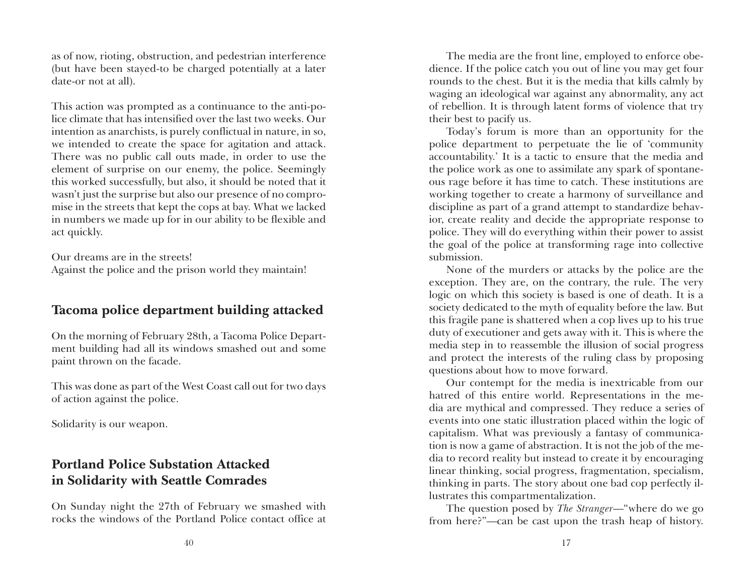as of now, rioting, obstruction, and pedestrian interference (but have been stayed-to be charged potentially at a later date-or not at all).

This action was prompted as a continuance to the anti-police climate that has intensified over the last two weeks. Our intention as anarchists, is purely conflictual in nature, in so, we intended to create the space for agitation and attack. There was no public call outs made, in order to use the element of surprise on our enemy, the police. Seemingly this worked successfully, but also, it should be noted that it wasn't just the surprise but also our presence of no compromise in the streets that kept the cops at bay. What we lacked in numbers we made up for in our ability to be flexible and act quickly.

Our dreams are in the streets!
Against the police and the prison world they maintain!

## Tacoma police department building attacked

On the morning of February 28th, a Tacoma Police Department building had all its windows smashed out and some paint thrown on the facade.

This was done as part of the West Coast call out for two days of action against the police.

Solidarity is our weapon.

## Portland Police Substation Attacked in Solidarity with Seattle Comrades

On Sunday night the 27th of February we smashed with rocks the windows of the Portland Police contact office at

The media are the front line, employed to enforce obedience. If the police catch you out of line you may get four rounds to the chest. But it is the media that kills calmly by waging an ideological war against any abnormality, any act of rebellion. It is through latent forms of violence that try their best to pacify us.

Today's forum is more than an opportunity for the police department to perpetuate the lie of 'community accountability.' It is a tactic to ensure that the media and the police work as one to assimilate any spark of spontaneous rage before it has time to catch. These institutions are working together to create a harmony of surveillance and discipline as part of a grand attempt to standardize behavior, create reality and decide the appropriate response to police. They will do everything within their power to assist the goal of the police at transforming rage into collective submission.

None of the murders or attacks by the police are the exception. They are, on the contrary, the rule. The very logic on which this society is based is one of death. It is a society dedicated to the myth of equality before the law. But this fragile pane is shattered when a cop lives up to his true duty of executioner and gets away with it. This is where the media step in to reassemble the illusion of social progress and protect the interests of the ruling class by proposing questions about how to move forward.

Our contempt for the media is inextricable from our hatred of this entire world. Representations in the media are mythical and compressed. They reduce a series of events into one static illustration placed within the logic of capitalism. What was previously a fantasy of communication is now a game of abstraction. It is not the job of the media to record reality but instead to create it by encouraging linear thinking, social progress, fragmentation, specialism, thinking in parts. The story about one bad cop perfectly illustrates this compartmentalization.

The question posed by *The Stranger*—"where do we go from here?"—can be cast upon the trash heap of history.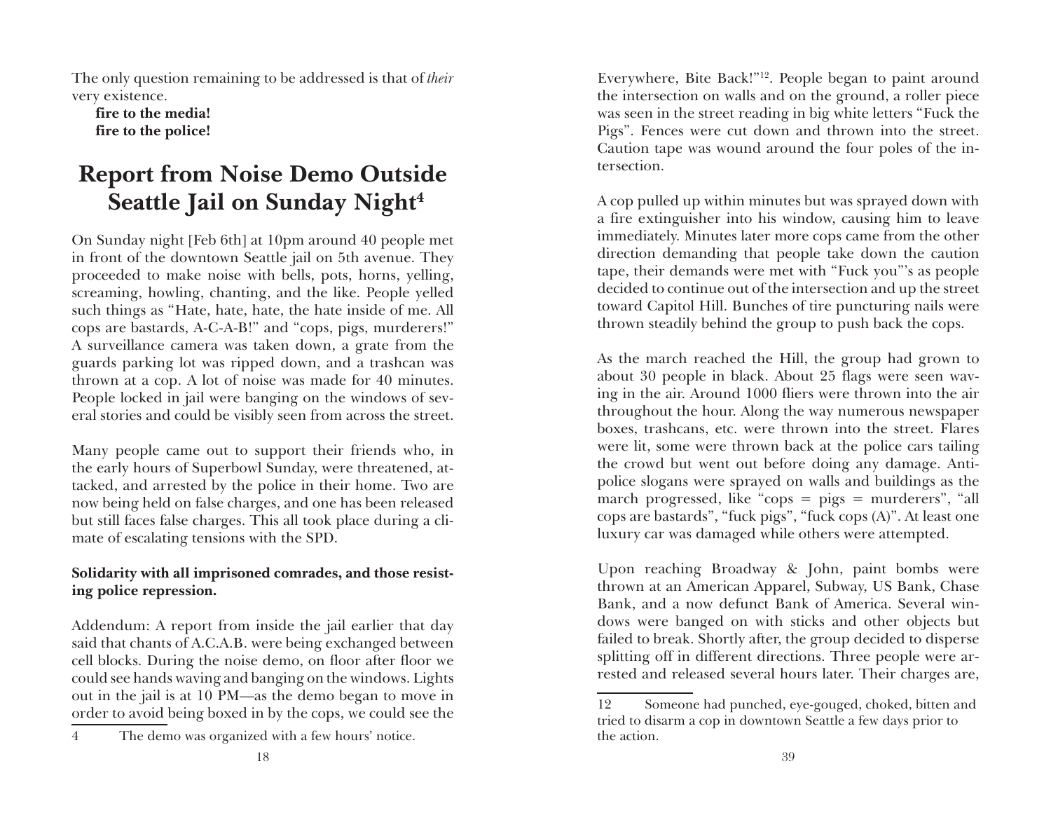The only question remaining to be addressed is that of *their* very existence.

**fire to the media!**
**fire to the police!**

# Report from Noise Demo Outside Seattle Jail on Sunday Night[4]

On Sunday night [Feb 6th] at 10pm around 40 people met in front of the downtown Seattle jail on 5th avenue. They proceeded to make noise with bells, pots, horns, yelling, screaming, howling, chanting, and the like. People yelled such things as "Hate, hate, hate, the hate inside of me. All cops are bastards, A-C-A-B!" and "cops, pigs, murderers!" A surveillance camera was taken down, a grate from the guards parking lot was ripped down, and a trashcan was thrown at a cop. A lot of noise was made for 40 minutes. People locked in jail were banging on the windows of several stories and could be visibly seen from across the street.

Many people came out to support their friends who, in the early hours of Superbowl Sunday, were threatened, attacked, and arrested by the police in their home. Two are now being held on false charges, and one has been released but still faces false charges. This all took place during a climate of escalating tensions with the SPD.

**Solidarity with all imprisoned comrades, and those resisting police repression.**

Addendum: A report from inside the jail earlier that day said that chants of A.C.A.B. were being exchanged between cell blocks. During the noise demo, on floor after floor we could see hands waving and banging on the windows. Lights out in the jail is at 10 PM—as the demo began to move in order to avoid being boxed in by the cops, we could see the

4 The demo was organized with a few hours' notice.

Everywhere, Bite Back!"[12]. People began to paint around the intersection on walls and on the ground, a roller piece was seen in the street reading in big white letters "Fuck the Pigs". Fences were cut down and thrown into the street. Caution tape was wound around the four poles of the intersection.

A cop pulled up within minutes but was sprayed down with a fire extinguisher into his window, causing him to leave immediately. Minutes later more cops came from the other direction demanding that people take down the caution tape, their demands were met with "Fuck you"'s as people decided to continue out of the intersection and up the street toward Capitol Hill. Bunches of tire puncturing nails were thrown steadily behind the group to push back the cops.

As the march reached the Hill, the group had grown to about 30 people in black. About 25 flags were seen waving in the air. Around 1000 fliers were thrown into the air throughout the hour. Along the way numerous newspaper boxes, trashcans, etc. were thrown into the street. Flares were lit, some were thrown back at the police cars tailing the crowd but went out before doing any damage. Anti-police slogans were sprayed on walls and buildings as the march progressed, like "cops = pigs = murderers", "all cops are bastards", "fuck pigs", "fuck cops (A)". At least one luxury car was damaged while others were attempted.

Upon reaching Broadway & John, paint bombs were thrown at an American Apparel, Subway, US Bank, Chase Bank, and a now defunct Bank of America. Several windows were banged on with sticks and other objects but failed to break. Shortly after, the group decided to disperse splitting off in different directions. Three people were arrested and released several hours later. Their charges are,

12 Someone had punched, eye-gouged, choked, bitten and tried to disarm a cop in downtown Seattle a few days prior to the action.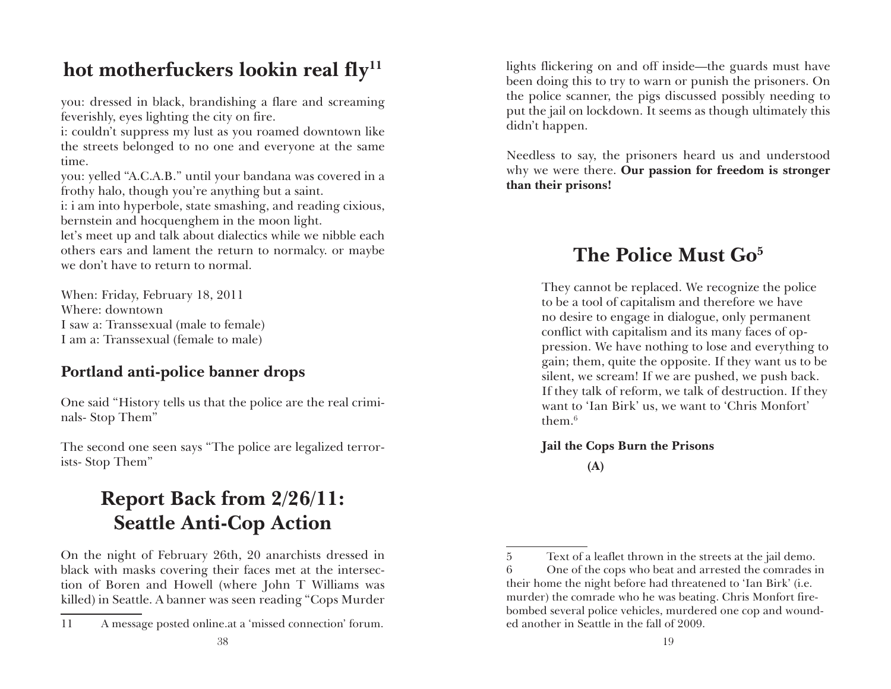## hot motherfuckers lookin real fly[11]

you: dressed in black, brandishing a flare and screaming feverishly, eyes lighting the city on fire.
i: couldn't suppress my lust as you roamed downtown like the streets belonged to no one and everyone at the same time.
you: yelled "A.C.A.B." until your bandana was covered in a frothy halo, though you're anything but a saint.
i: i am into hyperbole, state smashing, and reading cixious, bernstein and hocquenghem in the moon light.
let's meet up and talk about dialectics while we nibble each others ears and lament the return to normalcy. or maybe we don't have to return to normal.

When: Friday, February 18, 2011
Where: downtown
I saw a: Transsexual (male to female)
I am a: Transsexual (female to male)

### Portland anti-police banner drops

One said "History tells us that the police are the real criminals- Stop Them"

The second one seen says "The police are legalized terrorists- Stop Them"

## Report Back from 2/26/11: Seattle Anti-Cop Action

On the night of February 26th, 20 anarchists dressed in black with masks covering their faces met at the intersection of Boren and Howell (where John T Williams was killed) in Seattle. A banner was seen reading "Cops Murder

11 A message posted online.at a 'missed connection' forum.

lights flickering on and off inside—the guards must have been doing this to try to warn or punish the prisoners. On the police scanner, the pigs discussed possibly needing to put the jail on lockdown. It seems as though ultimately this didn't happen.

Needless to say, the prisoners heard us and understood why we were there. **Our passion for freedom is stronger than their prisons!**

## The Police Must Go[5]

They cannot be replaced. We recognize the police to be a tool of capitalism and therefore we have no desire to engage in dialogue, only permanent conflict with capitalism and its many faces of oppression. We have nothing to lose and everything to gain; them, quite the opposite. If they want us to be silent, we scream! If we are pushed, we push back. If they talk of reform, we talk of destruction. If they want to 'Ian Birk' us, we want to 'Chris Monfort' them.[6]

**Jail the Cops Burn the Prisons**

**(A)**

5 Text of a leaflet thrown in the streets at the jail demo.

6 One of the cops who beat and arrested the comrades in their home the night before had threatened to 'Ian Birk' (i.e. murder) the comrade who he was beating. Chris Monfort firebombed several police vehicles, murdered one cop and wounded another in Seattle in the fall of 2009.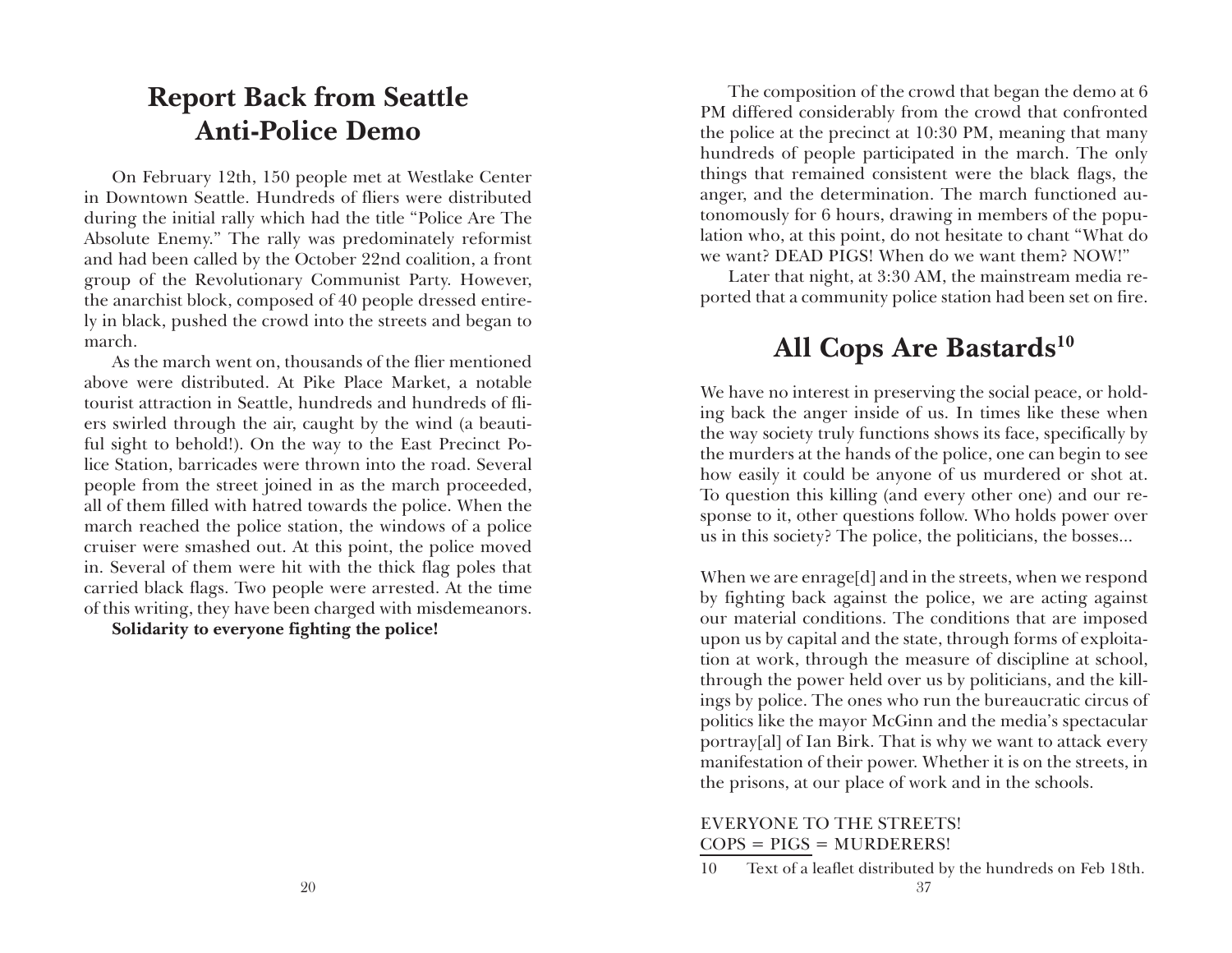## Report Back from Seattle Anti-Police Demo

On February 12th, 150 people met at Westlake Center in Downtown Seattle. Hundreds of fliers were distributed during the initial rally which had the title "Police Are The Absolute Enemy." The rally was predominately reformist and had been called by the October 22nd coalition, a front group of the Revolutionary Communist Party. However, the anarchist block, composed of 40 people dressed entirely in black, pushed the crowd into the streets and began to march.

As the march went on, thousands of the flier mentioned above were distributed. At Pike Place Market, a notable tourist attraction in Seattle, hundreds and hundreds of fliers swirled through the air, caught by the wind (a beautiful sight to behold!). On the way to the East Precinct Police Station, barricades were thrown into the road. Several people from the street joined in as the march proceeded, all of them filled with hatred towards the police. When the march reached the police station, the windows of a police cruiser were smashed out. At this point, the police moved in. Several of them were hit with the thick flag poles that carried black flags. Two people were arrested. At the time of this writing, they have been charged with misdemeanors.

**Solidarity to everyone fighting the police!**

The composition of the crowd that began the demo at 6 PM differed considerably from the crowd that confronted the police at the precinct at 10:30 PM, meaning that many hundreds of people participated in the march. The only things that remained consistent were the black flags, the anger, and the determination. The march functioned autonomously for 6 hours, drawing in members of the population who, at this point, do not hesitate to chant "What do we want? DEAD PIGS! When do we want them? NOW!"

Later that night, at 3:30 AM, the mainstream media reported that a community police station had been set on fire.

## All Cops Are Bastards[10]

We have no interest in preserving the social peace, or holding back the anger inside of us. In times like these when the way society truly functions shows its face, specifically by the murders at the hands of the police, one can begin to see how easily it could be anyone of us murdered or shot at. To question this killing (and every other one) and our response to it, other questions follow. Who holds power over us in this society? The police, the politicians, the bosses...

When we are enrage[d] and in the streets, when we respond by fighting back against the police, we are acting against our material conditions. The conditions that are imposed upon us by capital and the state, through forms of exploitation at work, through the measure of discipline at school, through the power held over us by politicians, and the killings by police. The ones who run the bureaucratic circus of politics like the mayor McGinn and the media's spectacular portray[al] of Ian Birk. That is why we want to attack every manifestation of their power. Whether it is on the streets, in the prisons, at our place of work and in the schools.

EVERYONE TO THE STREETS!
COPS = PIGS = MURDERERS!

10 Text of a leaflet distributed by the hundreds on Feb 18th.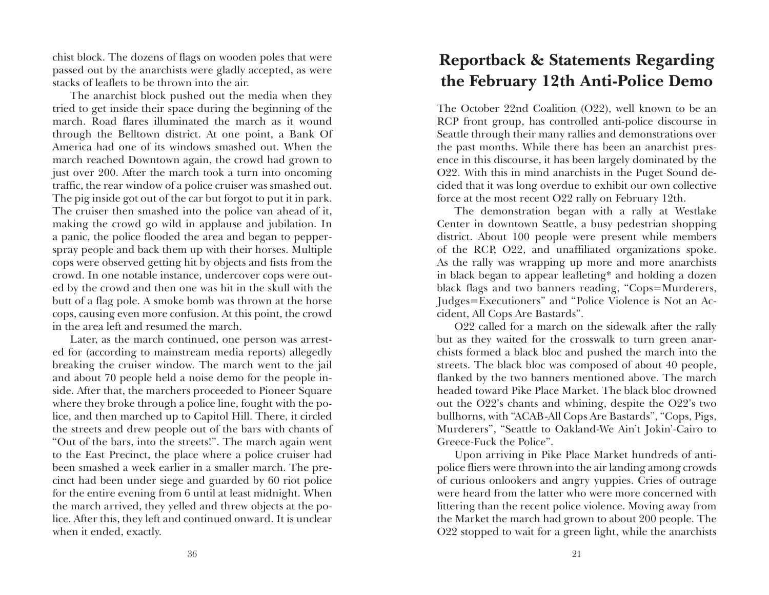chist block. The dozens of flags on wooden poles that were passed out by the anarchists were gladly accepted, as were stacks of leaflets to be thrown into the air.

The anarchist block pushed out the media when they tried to get inside their space during the beginning of the march. Road flares illuminated the march as it wound through the Belltown district. At one point, a Bank Of America had one of its windows smashed out. When the march reached Downtown again, the crowd had grown to just over 200. After the march took a turn into oncoming traffic, the rear window of a police cruiser was smashed out. The pig inside got out of the car but forgot to put it in park. The cruiser then smashed into the police van ahead of it, making the crowd go wild in applause and jubilation. In a panic, the police flooded the area and began to pepper-spray people and back them up with their horses. Multiple cops were observed getting hit by objects and fists from the crowd. In one notable instance, undercover cops were outed by the crowd and then one was hit in the skull with the butt of a flag pole. A smoke bomb was thrown at the horse cops, causing even more confusion. At this point, the crowd in the area left and resumed the march.

Later, as the march continued, one person was arrested for (according to mainstream media reports) allegedly breaking the cruiser window. The march went to the jail and about 70 people held a noise demo for the people inside. After that, the marchers proceeded to Pioneer Square where they broke through a police line, fought with the police, and then marched up to Capitol Hill. There, it circled the streets and drew people out of the bars with chants of "Out of the bars, into the streets!". The march again went to the East Precinct, the place where a police cruiser had been smashed a week earlier in a smaller march. The precinct had been under siege and guarded by 60 riot police for the entire evening from 6 until at least midnight. When the march arrived, they yelled and threw objects at the police. After this, they left and continued onward. It is unclear when it ended, exactly.

# Reportback & Statements Regarding the February 12th Anti-Police Demo

The October 22nd Coalition (O22), well known to be an RCP front group, has controlled anti-police discourse in Seattle through their many rallies and demonstrations over the past months. While there has been an anarchist presence in this discourse, it has been largely dominated by the O22. With this in mind anarchists in the Puget Sound decided that it was long overdue to exhibit our own collective force at the most recent O22 rally on February 12th.

The demonstration began with a rally at Westlake Center in downtown Seattle, a busy pedestrian shopping district. About 100 people were present while members of the RCP, O22, and unaffiliated organizations spoke. As the rally was wrapping up more and more anarchists in black began to appear leafleting* and holding a dozen black flags and two banners reading, "Cops=Murderers, Judges=Executioners" and "Police Violence is Not an Accident, All Cops Are Bastards".

O22 called for a march on the sidewalk after the rally but as they waited for the crosswalk to turn green anarchists formed a black bloc and pushed the march into the streets. The black bloc was composed of about 40 people, flanked by the two banners mentioned above. The march headed toward Pike Place Market. The black bloc drowned out the O22's chants and whining, despite the O22's two bullhorns, with "ACAB-All Cops Are Bastards", "Cops, Pigs, Murderers", "Seattle to Oakland-We Ain't Jokin'-Cairo to Greece-Fuck the Police".

Upon arriving in Pike Place Market hundreds of anti-police fliers were thrown into the air landing among crowds of curious onlookers and angry yuppies. Cries of outrage were heard from the latter who were more concerned with littering than the recent police violence. Moving away from the Market the march had grown to about 200 people. The O22 stopped to wait for a green light, while the anarchists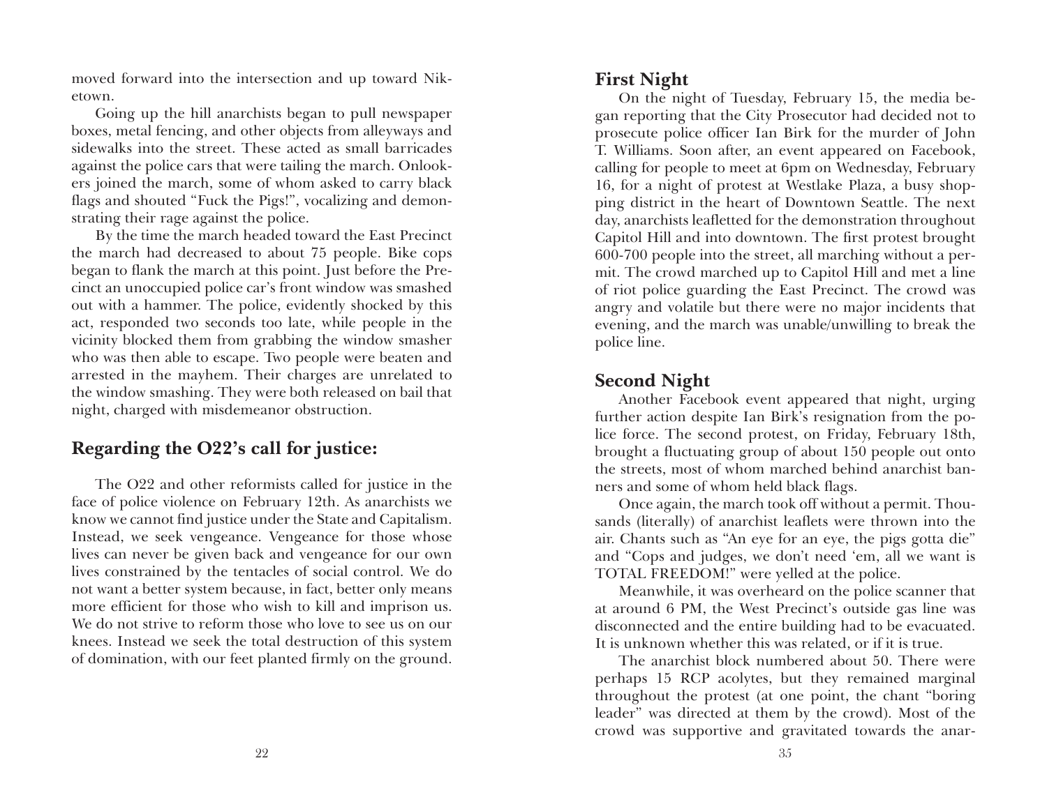moved forward into the intersection and up toward Niketown.

Going up the hill anarchists began to pull newspaper boxes, metal fencing, and other objects from alleyways and sidewalks into the street. These acted as small barricades against the police cars that were tailing the march. Onlookers joined the march, some of whom asked to carry black flags and shouted "Fuck the Pigs!", vocalizing and demonstrating their rage against the police.

By the time the march headed toward the East Precinct the march had decreased to about 75 people. Bike cops began to flank the march at this point. Just before the Precinct an unoccupied police car's front window was smashed out with a hammer. The police, evidently shocked by this act, responded two seconds too late, while people in the vicinity blocked them from grabbing the window smasher who was then able to escape. Two people were beaten and arrested in the mayhem. Their charges are unrelated to the window smashing. They were both released on bail that night, charged with misdemeanor obstruction.

## Regarding the O22's call for justice:

The O22 and other reformists called for justice in the face of police violence on February 12th. As anarchists we know we cannot find justice under the State and Capitalism. Instead, we seek vengeance. Vengeance for those whose lives can never be given back and vengeance for our own lives constrained by the tentacles of social control. We do not want a better system because, in fact, better only means more efficient for those who wish to kill and imprison us. We do not strive to reform those who love to see us on our knees. Instead we seek the total destruction of this system of domination, with our feet planted firmly on the ground.

## First Night

On the night of Tuesday, February 15, the media began reporting that the City Prosecutor had decided not to prosecute police officer Ian Birk for the murder of John T. Williams. Soon after, an event appeared on Facebook, calling for people to meet at 6pm on Wednesday, February 16, for a night of protest at Westlake Plaza, a busy shopping district in the heart of Downtown Seattle. The next day, anarchists leafletted for the demonstration throughout Capitol Hill and into downtown. The first protest brought 600-700 people into the street, all marching without a permit. The crowd marched up to Capitol Hill and met a line of riot police guarding the East Precinct. The crowd was angry and volatile but there were no major incidents that evening, and the march was unable/unwilling to break the police line.

## Second Night

Another Facebook event appeared that night, urging further action despite Ian Birk's resignation from the police force. The second protest, on Friday, February 18th, brought a fluctuating group of about 150 people out onto the streets, most of whom marched behind anarchist banners and some of whom held black flags.

Once again, the march took off without a permit. Thousands (literally) of anarchist leaflets were thrown into the air. Chants such as "An eye for an eye, the pigs gotta die" and "Cops and judges, we don't need 'em, all we want is TOTAL FREEDOM!" were yelled at the police.

Meanwhile, it was overheard on the police scanner that at around 6 PM, the West Precinct's outside gas line was disconnected and the entire building had to be evacuated. It is unknown whether this was related, or if it is true.

The anarchist block numbered about 50. There were perhaps 15 RCP acolytes, but they remained marginal throughout the protest (at one point, the chant "boring leader" was directed at them by the crowd). Most of the crowd was supportive and gravitated towards the anar-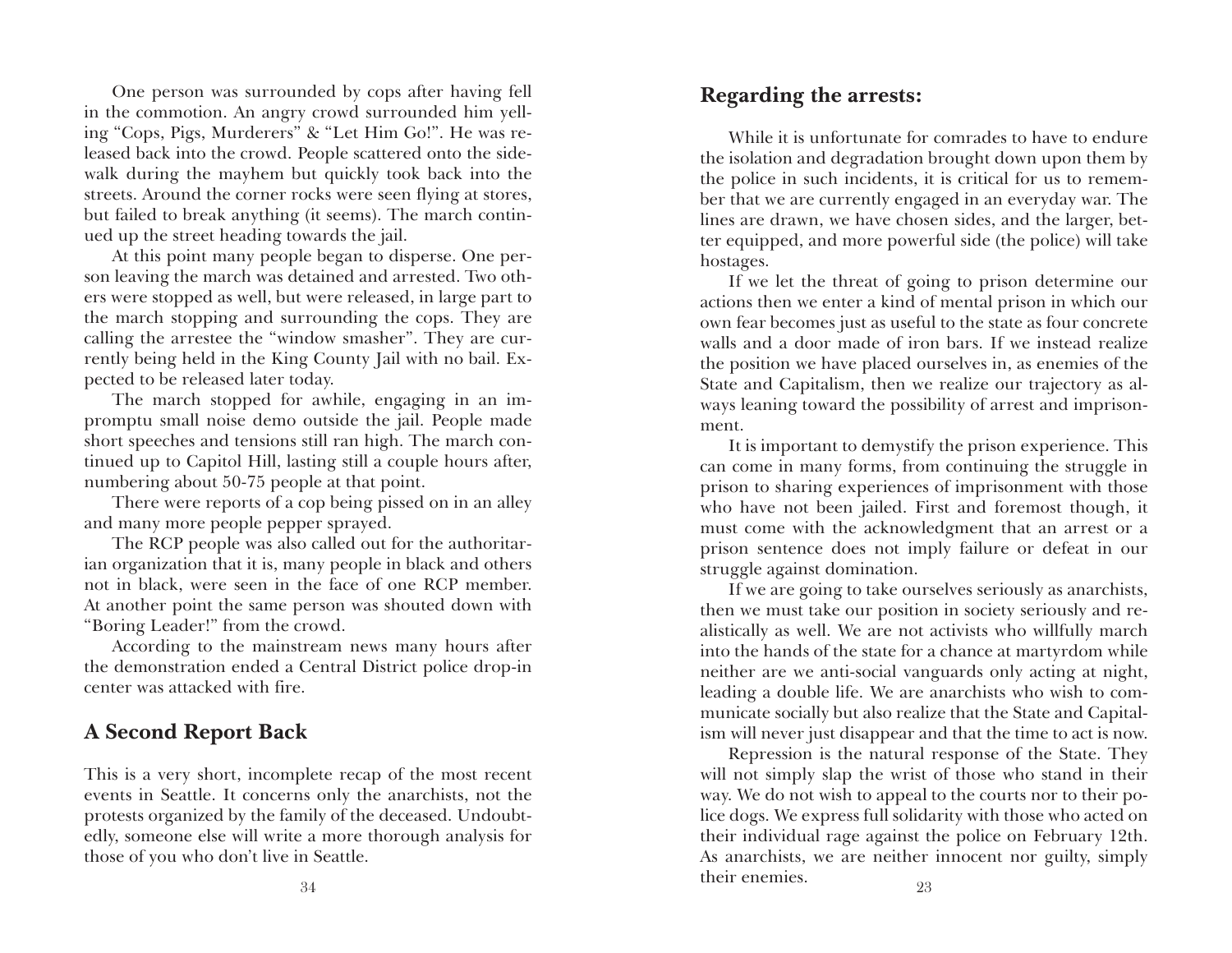One person was surrounded by cops after having fell in the commotion. An angry crowd surrounded him yelling "Cops, Pigs, Murderers" & "Let Him Go!". He was released back into the crowd. People scattered onto the sidewalk during the mayhem but quickly took back into the streets. Around the corner rocks were seen flying at stores, but failed to break anything (it seems). The march continued up the street heading towards the jail.

At this point many people began to disperse. One person leaving the march was detained and arrested. Two others were stopped as well, but were released, in large part to the march stopping and surrounding the cops. They are calling the arrestee the "window smasher". They are currently being held in the King County Jail with no bail. Expected to be released later today.

The march stopped for awhile, engaging in an impromptu small noise demo outside the jail. People made short speeches and tensions still ran high. The march continued up to Capitol Hill, lasting still a couple hours after, numbering about 50-75 people at that point.

There were reports of a cop being pissed on in an alley and many more people pepper sprayed.

The RCP people was also called out for the authoritarian organization that it is, many people in black and others not in black, were seen in the face of one RCP member. At another point the same person was shouted down with "Boring Leader!" from the crowd.

According to the mainstream news many hours after the demonstration ended a Central District police drop-in center was attacked with fire.

## A Second Report Back

This is a very short, incomplete recap of the most recent events in Seattle. It concerns only the anarchists, not the protests organized by the family of the deceased. Undoubtedly, someone else will write a more thorough analysis for those of you who don't live in Seattle.

## Regarding the arrests:

While it is unfortunate for comrades to have to endure the isolation and degradation brought down upon them by the police in such incidents, it is critical for us to remember that we are currently engaged in an everyday war. The lines are drawn, we have chosen sides, and the larger, better equipped, and more powerful side (the police) will take hostages.

If we let the threat of going to prison determine our actions then we enter a kind of mental prison in which our own fear becomes just as useful to the state as four concrete walls and a door made of iron bars. If we instead realize the position we have placed ourselves in, as enemies of the State and Capitalism, then we realize our trajectory as always leaning toward the possibility of arrest and imprisonment.

It is important to demystify the prison experience. This can come in many forms, from continuing the struggle in prison to sharing experiences of imprisonment with those who have not been jailed. First and foremost though, it must come with the acknowledgment that an arrest or a prison sentence does not imply failure or defeat in our struggle against domination.

If we are going to take ourselves seriously as anarchists, then we must take our position in society seriously and realistically as well. We are not activists who willfully march into the hands of the state for a chance at martyrdom while neither are we anti-social vanguards only acting at night, leading a double life. We are anarchists who wish to communicate socially but also realize that the State and Capitalism will never just disappear and that the time to act is now.

Repression is the natural response of the State. They will not simply slap the wrist of those who stand in their way. We do not wish to appeal to the courts nor to their police dogs. We express full solidarity with those who acted on their individual rage against the police on February 12th. As anarchists, we are neither innocent nor guilty, simply their enemies.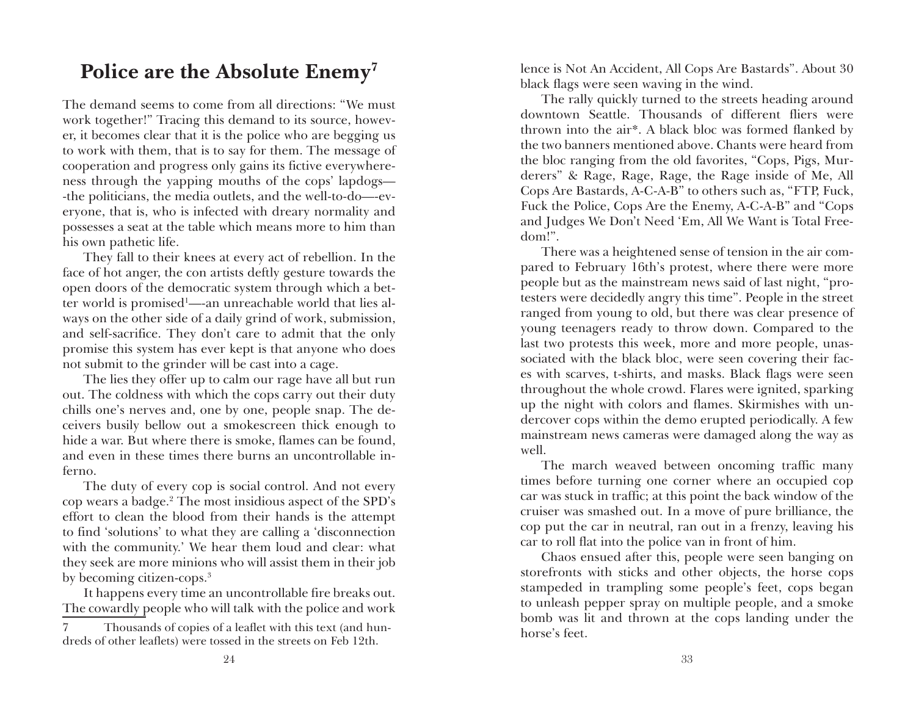# Police are the Absolute Enemy[7]

The demand seems to come from all directions: "We must work together!" Tracing this demand to its source, however, it becomes clear that it is the police who are begging us to work with them, that is to say for them. The message of cooperation and progress only gains its fictive everywhereness through the yapping mouths of the cops' lapdogs—-the politicians, the media outlets, and the well-to-do—-everyone, that is, who is infected with dreary normality and possesses a seat at the table which means more to him than his own pathetic life.

They fall to their knees at every act of rebellion. In the face of hot anger, the con artists deftly gesture towards the open doors of the democratic system through which a better world is promised[1]—-an unreachable world that lies always on the other side of a daily grind of work, submission, and self-sacrifice. They don't care to admit that the only promise this system has ever kept is that anyone who does not submit to the grinder will be cast into a cage.

The lies they offer up to calm our rage have all but run out. The coldness with which the cops carry out their duty chills one's nerves and, one by one, people snap. The deceivers busily bellow out a smokescreen thick enough to hide a war. But where there is smoke, flames can be found, and even in these times there burns an uncontrollable inferno.

The duty of every cop is social control. And not every cop wears a badge.[2] The most insidious aspect of the SPD's effort to clean the blood from their hands is the attempt to find 'solutions' to what they are calling a 'disconnection with the community.' We hear them loud and clear: what they seek are more minions who will assist them in their job by becoming citizen-cops.[3]

It happens every time an uncontrollable fire breaks out. The cowardly people who will talk with the police and work

7 Thousands of copies of a leaflet with this text (and hundreds of other leaflets) were tossed in the streets on Feb 12th.

lence is Not An Accident, All Cops Are Bastards". About 30 black flags were seen waving in the wind.

The rally quickly turned to the streets heading around downtown Seattle. Thousands of different fliers were thrown into the air*. A black bloc was formed flanked by the two banners mentioned above. Chants were heard from the bloc ranging from the old favorites, "Cops, Pigs, Murderers" & Rage, Rage, Rage, the Rage inside of Me, All Cops Are Bastards, A-C-A-B" to others such as, "FTP, Fuck, Fuck the Police, Cops Are the Enemy, A-C-A-B" and "Cops and Judges We Don't Need 'Em, All We Want is Total Freedom!".

There was a heightened sense of tension in the air compared to February 16th's protest, where there were more people but as the mainstream news said of last night, "protesters were decidedly angry this time". People in the street ranged from young to old, but there was clear presence of young teenagers ready to throw down. Compared to the last two protests this week, more and more people, unassociated with the black bloc, were seen covering their faces with scarves, t-shirts, and masks. Black flags were seen throughout the whole crowd. Flares were ignited, sparking up the night with colors and flames. Skirmishes with undercover cops within the demo erupted periodically. A few mainstream news cameras were damaged along the way as well.

The march weaved between oncoming traffic many times before turning one corner where an occupied cop car was stuck in traffic; at this point the back window of the cruiser was smashed out. In a move of pure brilliance, the cop put the car in neutral, ran out in a frenzy, leaving his car to roll flat into the police van in front of him.

Chaos ensued after this, people were seen banging on storefronts with sticks and other objects, the horse cops stampeded in trampling some people's feet, cops began to unleash pepper spray on multiple people, and a smoke bomb was lit and thrown at the cops landing under the horse's feet.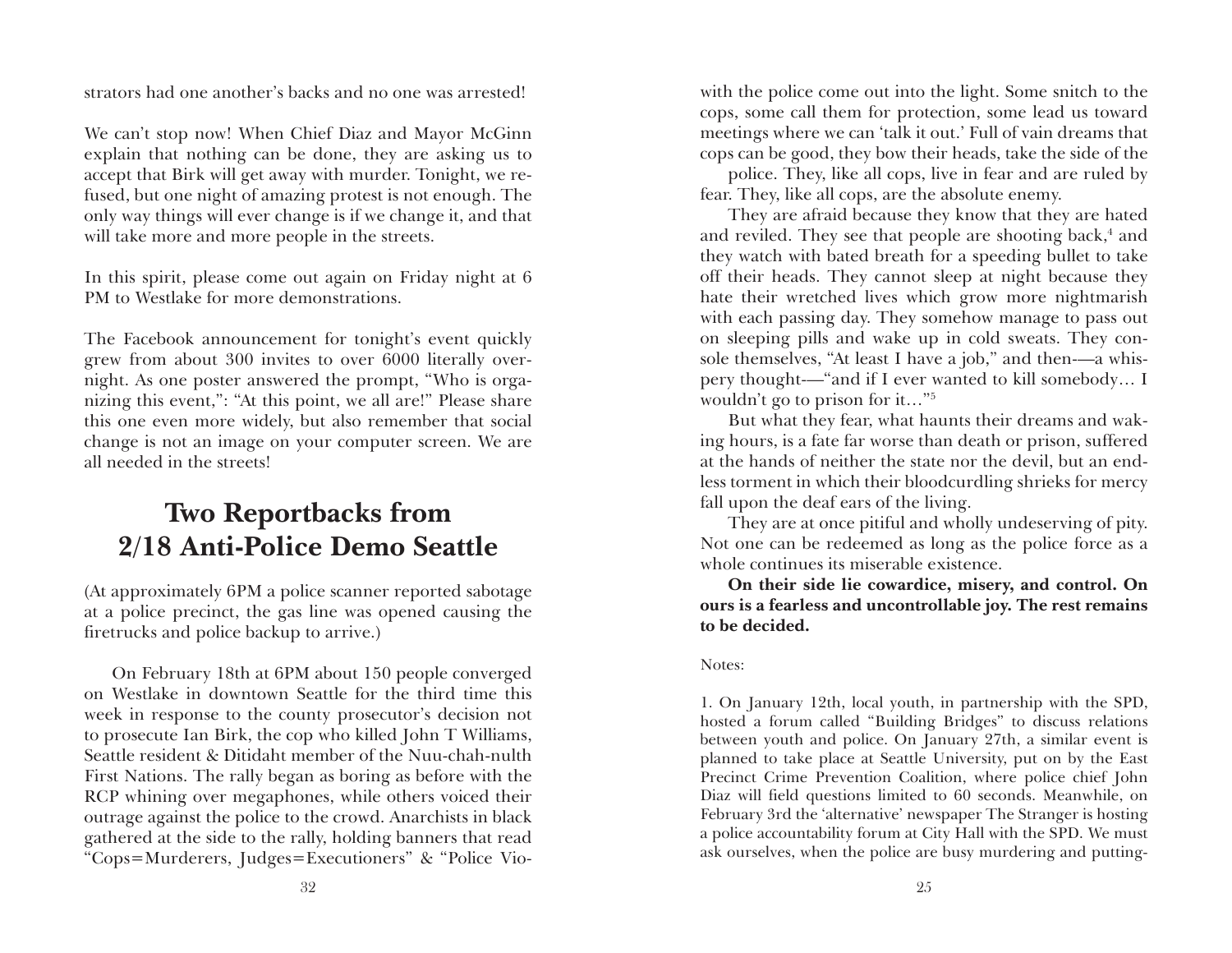strators had one another's backs and no one was arrested!

We can't stop now! When Chief Diaz and Mayor McGinn explain that nothing can be done, they are asking us to accept that Birk will get away with murder. Tonight, we refused, but one night of amazing protest is not enough. The only way things will ever change is if we change it, and that will take more and more people in the streets.

In this spirit, please come out again on Friday night at 6 PM to Westlake for more demonstrations.

The Facebook announcement for tonight's event quickly grew from about 300 invites to over 6000 literally overnight. As one poster answered the prompt, "Who is organizing this event,": "At this point, we all are!" Please share this one even more widely, but also remember that social change is not an image on your computer screen. We are all needed in the streets!

## Two Reportbacks from 2/18 Anti-Police Demo Seattle

(At approximately 6PM a police scanner reported sabotage at a police precinct, the gas line was opened causing the firetrucks and police backup to arrive.)

On February 18th at 6PM about 150 people converged on Westlake in downtown Seattle for the third time this week in response to the county prosecutor's decision not to prosecute Ian Birk, the cop who killed John T Williams, Seattle resident & Ditidaht member of the Nuu-chah-nulth First Nations. The rally began as boring as before with the RCP whining over megaphones, while others voiced their outrage against the police to the crowd. Anarchists in black gathered at the side to the rally, holding banners that read "Cops=Murderers, Judges=Executioners" & "Police Vio-

with the police come out into the light. Some snitch to the cops, some call them for protection, some lead us toward meetings where we can 'talk it out.' Full of vain dreams that cops can be good, they bow their heads, take the side of the police. They, like all cops, live in fear and are ruled by fear. They, like all cops, are the absolute enemy.

They are afraid because they know that they are hated and reviled. They see that people are shooting back,[4] and they watch with bated breath for a speeding bullet to take off their heads. They cannot sleep at night because they hate their wretched lives which grow more nightmarish with each passing day. They somehow manage to pass out on sleeping pills and wake up in cold sweats. They console themselves, "At least I have a job," and then—a whispery thought—"and if I ever wanted to kill somebody… I wouldn't go to prison for it…"[5]

But what they fear, what haunts their dreams and waking hours, is a fate far worse than death or prison, suffered at the hands of neither the state nor the devil, but an endless torment in which their bloodcurdling shrieks for mercy fall upon the deaf ears of the living.

They are at once pitiful and wholly undeserving of pity. Not one can be redeemed as long as the police force as a whole continues its miserable existence.

**On their side lie cowardice, misery, and control. On ours is a fearless and uncontrollable joy. The rest remains to be decided.**

Notes:

1. On January 12th, local youth, in partnership with the SPD, hosted a forum called "Building Bridges" to discuss relations between youth and police. On January 27th, a similar event is planned to take place at Seattle University, put on by the East Precinct Crime Prevention Coalition, where police chief John Diaz will field questions limited to 60 seconds. Meanwhile, on February 3rd the 'alternative' newspaper The Stranger is hosting a police accountability forum at City Hall with the SPD. We must ask ourselves, when the police are busy murdering and putting-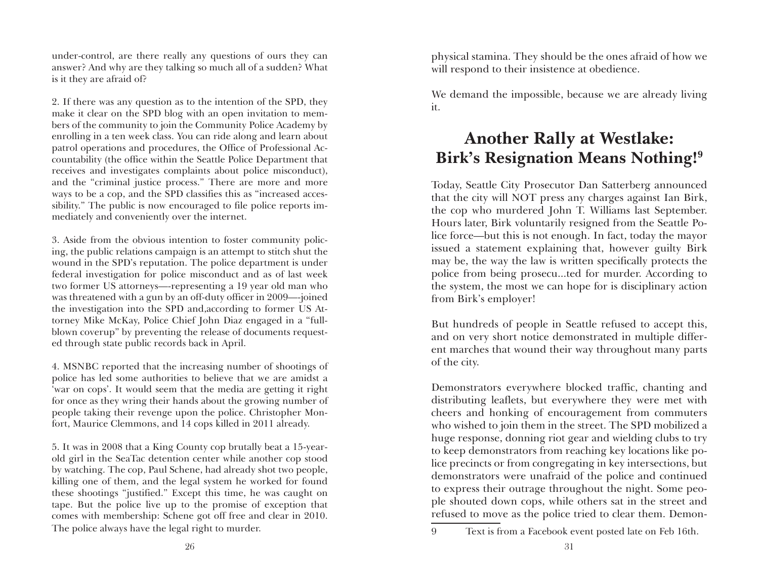under-control, are there really any questions of ours they can answer? And why are they talking so much all of a sudden? What is it they are afraid of?

2. If there was any question as to the intention of the SPD, they make it clear on the SPD blog with an open invitation to members of the community to join the Community Police Academy by enrolling in a ten week class. You can ride along and learn about patrol operations and procedures, the Office of Professional Accountability (the office within the Seattle Police Department that receives and investigates complaints about police misconduct), and the "criminal justice process." There are more and more ways to be a cop, and the SPD classifies this as "increased accessibility." The public is now encouraged to file police reports immediately and conveniently over the internet.

3. Aside from the obvious intention to foster community policing, the public relations campaign is an attempt to stitch shut the wound in the SPD's reputation. The police department is under federal investigation for police misconduct and as of last week two former US attorneys—-representing a 19 year old man who was threatened with a gun by an off-duty officer in 2009—-joined the investigation into the SPD and,according to former US Attorney Mike McKay, Police Chief John Diaz engaged in a "full-blown coverup" by preventing the release of documents requested through state public records back in April.

4. MSNBC reported that the increasing number of shootings of police has led some authorities to believe that we are amidst a 'war on cops'. It would seem that the media are getting it right for once as they wring their hands about the growing number of people taking their revenge upon the police. Christopher Monfort, Maurice Clemmons, and 14 cops killed in 2011 already.

5. It was in 2008 that a King County cop brutally beat a 15-year-old girl in the SeaTac detention center while another cop stood by watching. The cop, Paul Schene, had already shot two people, killing one of them, and the legal system he worked for found these shootings "justified." Except this time, he was caught on tape. But the police live up to the promise of exception that comes with membership: Schene got off free and clear in 2010. The police always have the legal right to murder.

physical stamina. They should be the ones afraid of how we will respond to their insistence at obedience.

We demand the impossible, because we are already living it.

## Another Rally at Westlake: Birk's Resignation Means Nothing![9]

Today, Seattle City Prosecutor Dan Satterberg announced that the city will NOT press any charges against Ian Birk, the cop who murdered John T. Williams last September. Hours later, Birk voluntarily resigned from the Seattle Police force—but this is not enough. In fact, today the mayor issued a statement explaining that, however guilty Birk may be, the way the law is written specifically protects the police from being prosecu...ted for murder. According to the system, the most we can hope for is disciplinary action from Birk's employer!

But hundreds of people in Seattle refused to accept this, and on very short notice demonstrated in multiple different marches that wound their way throughout many parts of the city.

Demonstrators everywhere blocked traffic, chanting and distributing leaflets, but everywhere they were met with cheers and honking of encouragement from commuters who wished to join them in the street. The SPD mobilized a huge response, donning riot gear and wielding clubs to try to keep demonstrators from reaching key locations like police precincts or from congregating in key intersections, but demonstrators were unafraid of the police and continued to express their outrage throughout the night. Some people shouted down cops, while others sat in the street and refused to move as the police tried to clear them. Demon-

9 Text is from a Facebook event posted late on Feb 16th.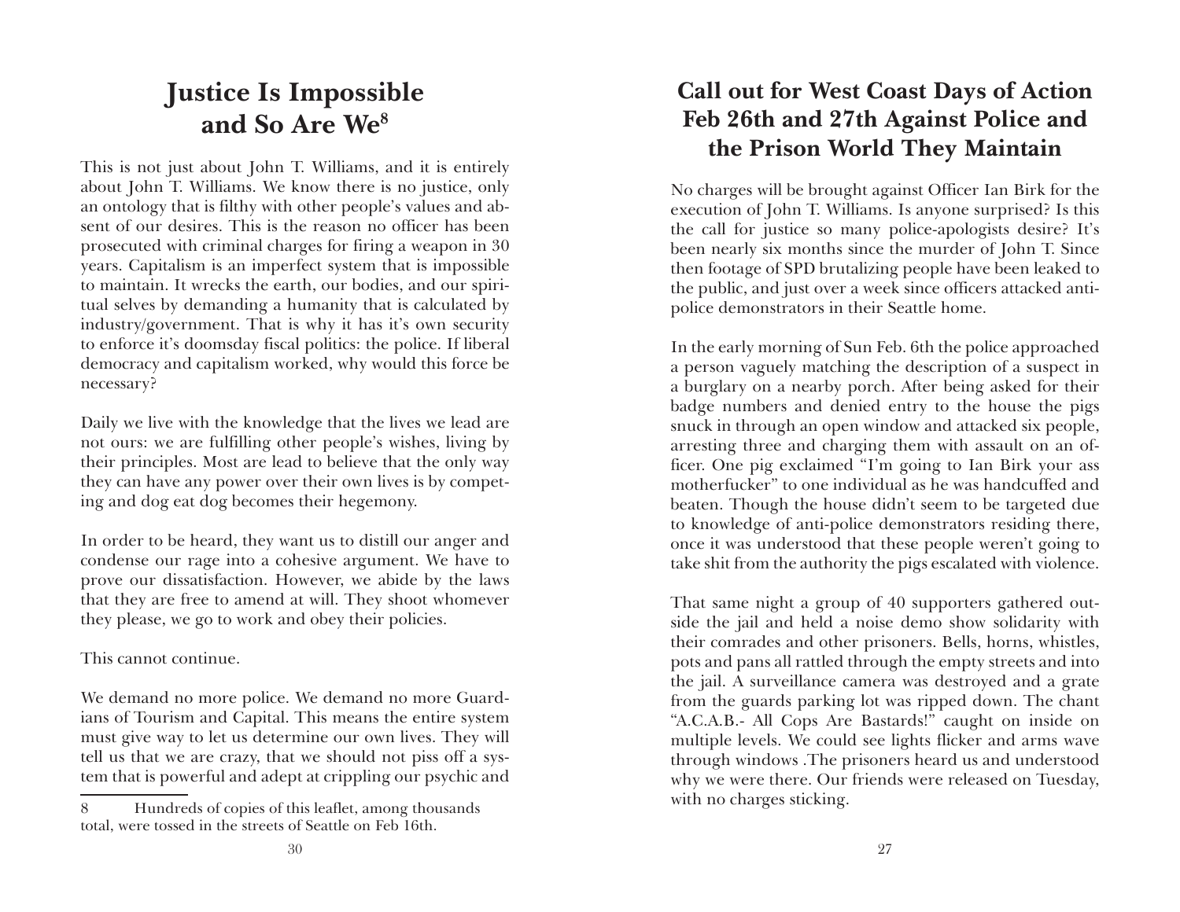# Justice Is Impossible and So Are We[8]

This is not just about John T. Williams, and it is entirely about John T. Williams. We know there is no justice, only an ontology that is filthy with other people's values and absent of our desires. This is the reason no officer has been prosecuted with criminal charges for firing a weapon in 30 years. Capitalism is an imperfect system that is impossible to maintain. It wrecks the earth, our bodies, and our spiritual selves by demanding a humanity that is calculated by industry/government. That is why it has it's own security to enforce it's doomsday fiscal politics: the police. If liberal democracy and capitalism worked, why would this force be necessary?

Daily we live with the knowledge that the lives we lead are not ours: we are fulfilling other people's wishes, living by their principles. Most are lead to believe that the only way they can have any power over their own lives is by competing and dog eat dog becomes their hegemony.

In order to be heard, they want us to distill our anger and condense our rage into a cohesive argument. We have to prove our dissatisfaction. However, we abide by the laws that they are free to amend at will. They shoot whomever they please, we go to work and obey their policies.

This cannot continue.

We demand no more police. We demand no more Guardians of Tourism and Capital. This means the entire system must give way to let us determine our own lives. They will tell us that we are crazy, that we should not piss off a system that is powerful and adept at crippling our psychic and

8 Hundreds of copies of this leaflet, among thousands total, were tossed in the streets of Seattle on Feb 16th.

# Call out for West Coast Days of Action Feb 26th and 27th Against Police and the Prison World They Maintain

No charges will be brought against Officer Ian Birk for the execution of John T. Williams. Is anyone surprised? Is this the call for justice so many police-apologists desire? It's been nearly six months since the murder of John T. Since then footage of SPD brutalizing people have been leaked to the public, and just over a week since officers attacked anti-police demonstrators in their Seattle home.

In the early morning of Sun Feb. 6th the police approached a person vaguely matching the description of a suspect in a burglary on a nearby porch. After being asked for their badge numbers and denied entry to the house the pigs snuck in through an open window and attacked six people, arresting three and charging them with assault on an officer. One pig exclaimed "I'm going to Ian Birk your ass motherfucker" to one individual as he was handcuffed and beaten. Though the house didn't seem to be targeted due to knowledge of anti-police demonstrators residing there, once it was understood that these people weren't going to take shit from the authority the pigs escalated with violence.

That same night a group of 40 supporters gathered outside the jail and held a noise demo show solidarity with their comrades and other prisoners. Bells, horns, whistles, pots and pans all rattled through the empty streets and into the jail. A surveillance camera was destroyed and a grate from the guards parking lot was ripped down. The chant "A.C.A.B.- All Cops Are Bastards!" caught on inside on multiple levels. We could see lights flicker and arms wave through windows .The prisoners heard us and understood why we were there. Our friends were released on Tuesday, with no charges sticking.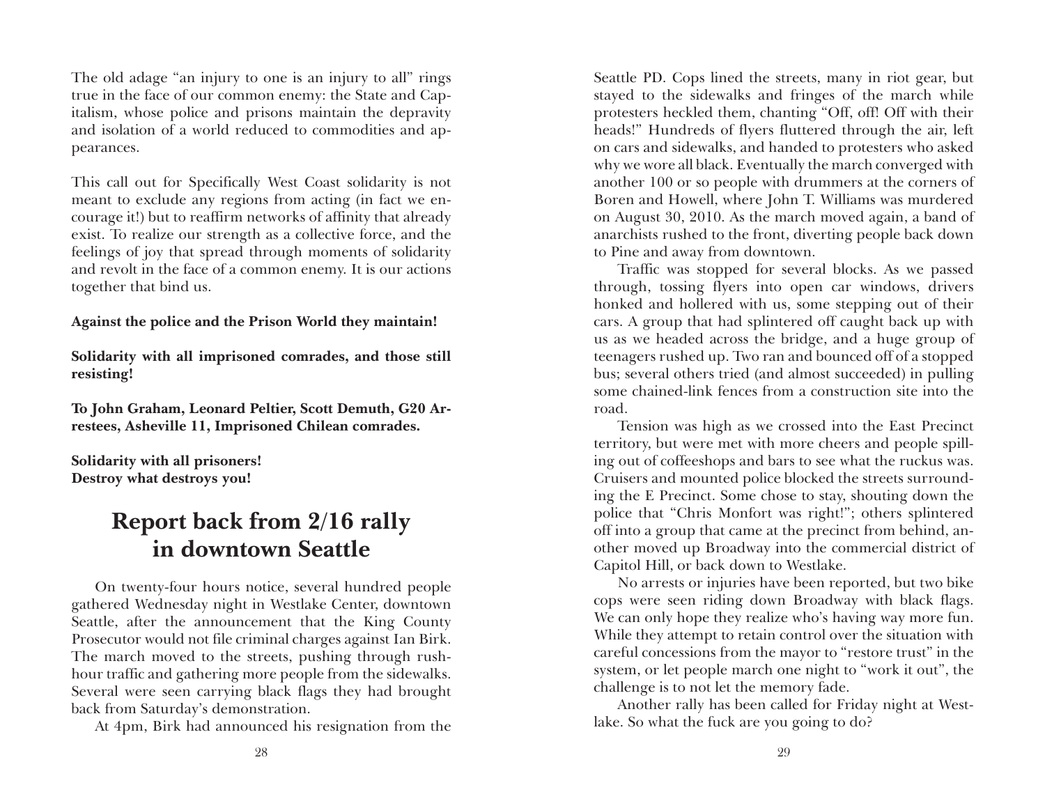The old adage "an injury to one is an injury to all" rings true in the face of our common enemy: the State and Capitalism, whose police and prisons maintain the depravity and isolation of a world reduced to commodities and appearances.

This call out for Specifically West Coast solidarity is not meant to exclude any regions from acting (in fact we encourage it!) but to reaffirm networks of affinity that already exist. To realize our strength as a collective force, and the feelings of joy that spread through moments of solidarity and revolt in the face of a common enemy. It is our actions together that bind us.

**Against the police and the Prison World they maintain!**

**Solidarity with all imprisoned comrades, and those still resisting!**

**To John Graham, Leonard Peltier, Scott Demuth, G20 Arrestees, Asheville 11, Imprisoned Chilean comrades.**

**Solidarity with all prisoners!**
**Destroy what destroys you!**

# Report back from 2/16 rally in downtown Seattle

On twenty-four hours notice, several hundred people gathered Wednesday night in Westlake Center, downtown Seattle, after the announcement that the King County Prosecutor would not file criminal charges against Ian Birk. The march moved to the streets, pushing through rush-hour traffic and gathering more people from the sidewalks. Several were seen carrying black flags they had brought back from Saturday's demonstration.

At 4pm, Birk had announced his resignation from the Seattle PD. Cops lined the streets, many in riot gear, but stayed to the sidewalks and fringes of the march while protesters heckled them, chanting "Off, off! Off with their heads!" Hundreds of flyers fluttered through the air, left on cars and sidewalks, and handed to protesters who asked why we wore all black. Eventually the march converged with another 100 or so people with drummers at the corners of Boren and Howell, where John T. Williams was murdered on August 30, 2010. As the march moved again, a band of anarchists rushed to the front, diverting people back down to Pine and away from downtown.

Traffic was stopped for several blocks. As we passed through, tossing flyers into open car windows, drivers honked and hollered with us, some stepping out of their cars. A group that had splintered off caught back up with us as we headed across the bridge, and a huge group of teenagers rushed up. Two ran and bounced off of a stopped bus; several others tried (and almost succeeded) in pulling some chained-link fences from a construction site into the road.

Tension was high as we crossed into the East Precinct territory, but were met with more cheers and people spilling out of coffeeshops and bars to see what the ruckus was. Cruisers and mounted police blocked the streets surrounding the E Precinct. Some chose to stay, shouting down the police that "Chris Monfort was right!"; others splintered off into a group that came at the precinct from behind, another moved up Broadway into the commercial district of Capitol Hill, or back down to Westlake.

No arrests or injuries have been reported, but two bike cops were seen riding down Broadway with black flags. We can only hope they realize who's having way more fun. While they attempt to retain control over the situation with careful concessions from the mayor to "restore trust" in the system, or let people march one night to "work it out", the challenge is to not let the memory fade.

Another rally has been called for Friday night at Westlake. So what the fuck are you going to do?